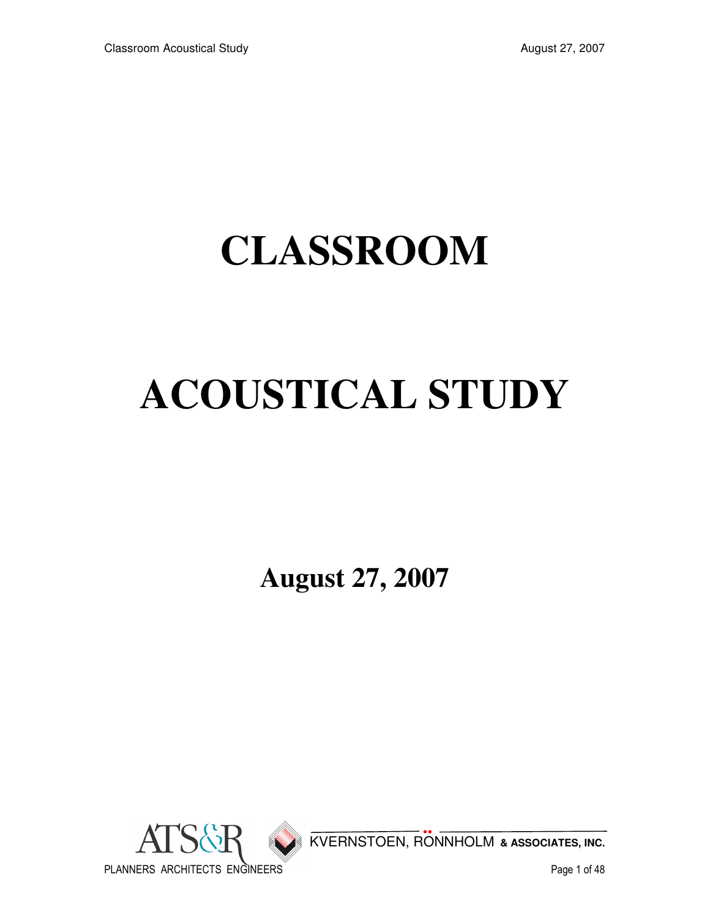# CLASSROOM

# ACOUSTICAL STUDY

## August 27, 2007

ATS&R
PLANNERS ARCHITECTS ENGINEERS

KVERNSTOEN, RÖNNHOLM & ASSOCIATES, INC.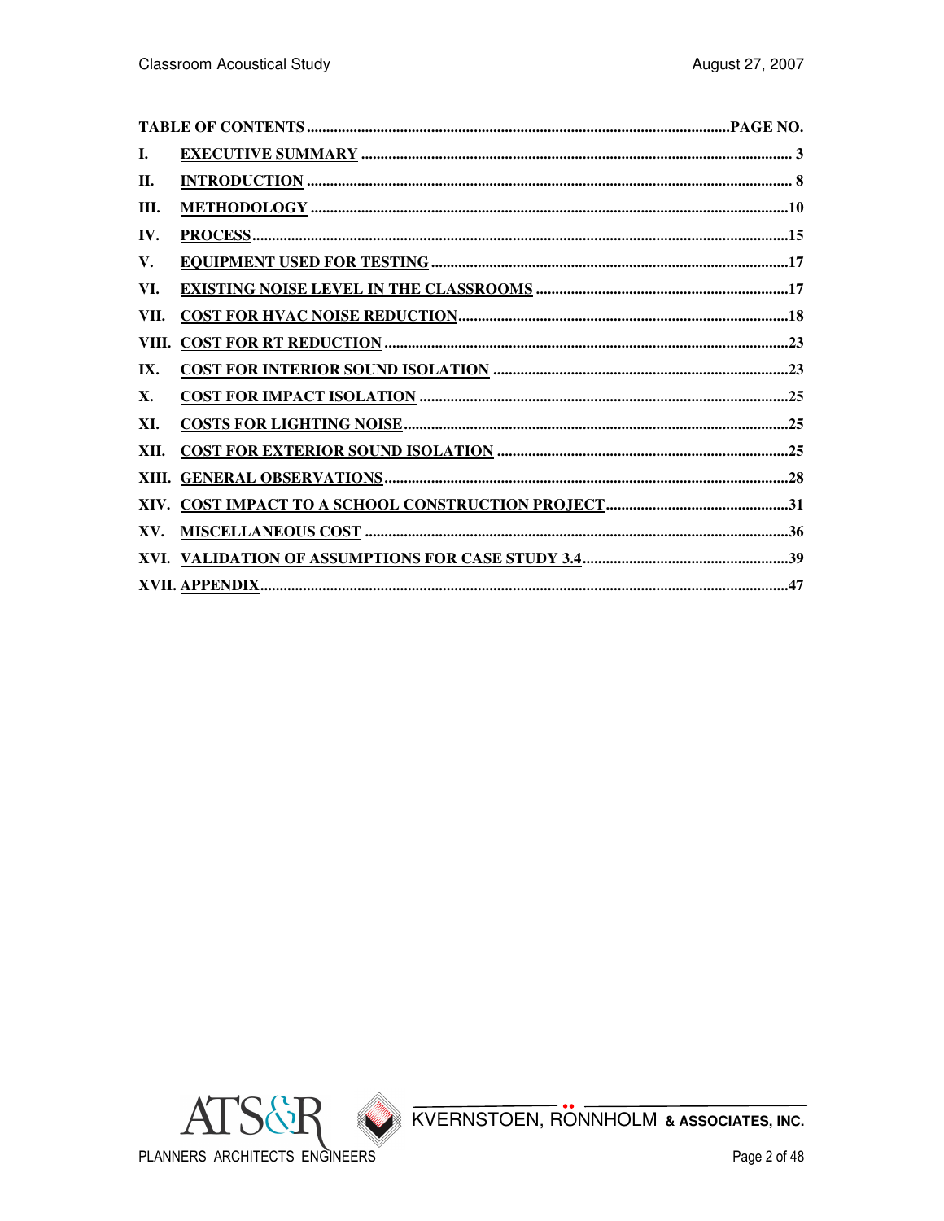| TABLE OF CONTENTS | | PAGE NO. |
|---|---|---|
| I. | EXECUTIVE SUMMARY | 3 |
| II. | INTRODUCTION | 8 |
| III. | METHODOLOGY | 10 |
| IV. | PROCESS | 15 |
| V. | EQUIPMENT USED FOR TESTING | 17 |
| VI. | EXISTING NOISE LEVEL IN THE CLASSROOMS | 17 |
| VII. | COST FOR HVAC NOISE REDUCTION | 18 |
| VIII. | COST FOR RT REDUCTION | 23 |
| IX. | COST FOR INTERIOR SOUND ISOLATION | 23 |
| X. | COST FOR IMPACT ISOLATION | 25 |
| XI. | COSTS FOR LIGHTING NOISE | 25 |
| XII. | COST FOR EXTERIOR SOUND ISOLATION | 25 |
| XIII. | GENERAL OBSERVATIONS | 28 |
| XIV. | COST IMPACT TO A SCHOOL CONSTRUCTION PROJECT | 31 |
| XV. | MISCELLANEOUS COST | 36 |
| XVI. | VALIDATION OF ASSUMPTIONS FOR CASE STUDY 3.4 | 39 |
| XVII. | APPENDIX | 47 |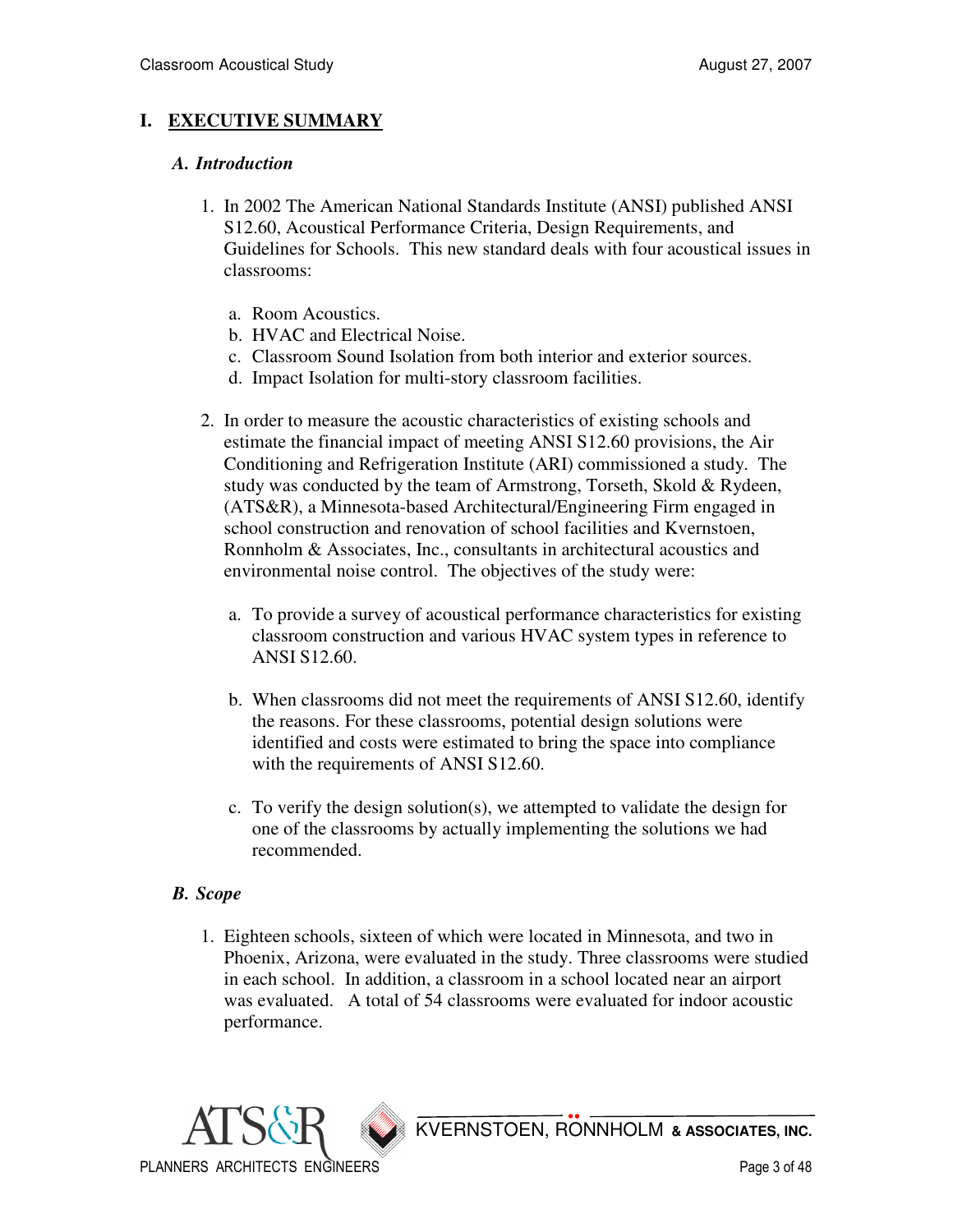# I. EXECUTIVE SUMMARY

## *A. Introduction*

1. In 2002 The American National Standards Institute (ANSI) published ANSI S12.60, Acoustical Performance Criteria, Design Requirements, and Guidelines for Schools. This new standard deals with four acoustical issues in classrooms:

   a. Room Acoustics.
   b. HVAC and Electrical Noise.
   c. Classroom Sound Isolation from both interior and exterior sources.
   d. Impact Isolation for multi-story classroom facilities.

2. In order to measure the acoustic characteristics of existing schools and estimate the financial impact of meeting ANSI S12.60 provisions, the Air Conditioning and Refrigeration Institute (ARI) commissioned a study. The study was conducted by the team of Armstrong, Torseth, Skold & Rydeen, (ATS&R), a Minnesota-based Architectural/Engineering Firm engaged in school construction and renovation of school facilities and Kvernstoen, Ronnholm & Associates, Inc., consultants in architectural acoustics and environmental noise control. The objectives of the study were:

   a. To provide a survey of acoustical performance characteristics for existing classroom construction and various HVAC system types in reference to ANSI S12.60.

   b. When classrooms did not meet the requirements of ANSI S12.60, identify the reasons. For these classrooms, potential design solutions were identified and costs were estimated to bring the space into compliance with the requirements of ANSI S12.60.

   c. To verify the design solution(s), we attempted to validate the design for one of the classrooms by actually implementing the solutions we had recommended.

## *B. Scope*

1. Eighteen schools, sixteen of which were located in Minnesota, and two in Phoenix, Arizona, were evaluated in the study. Three classrooms were studied in each school. In addition, a classroom in a school located near an airport was evaluated. A total of 54 classrooms were evaluated for indoor acoustic performance.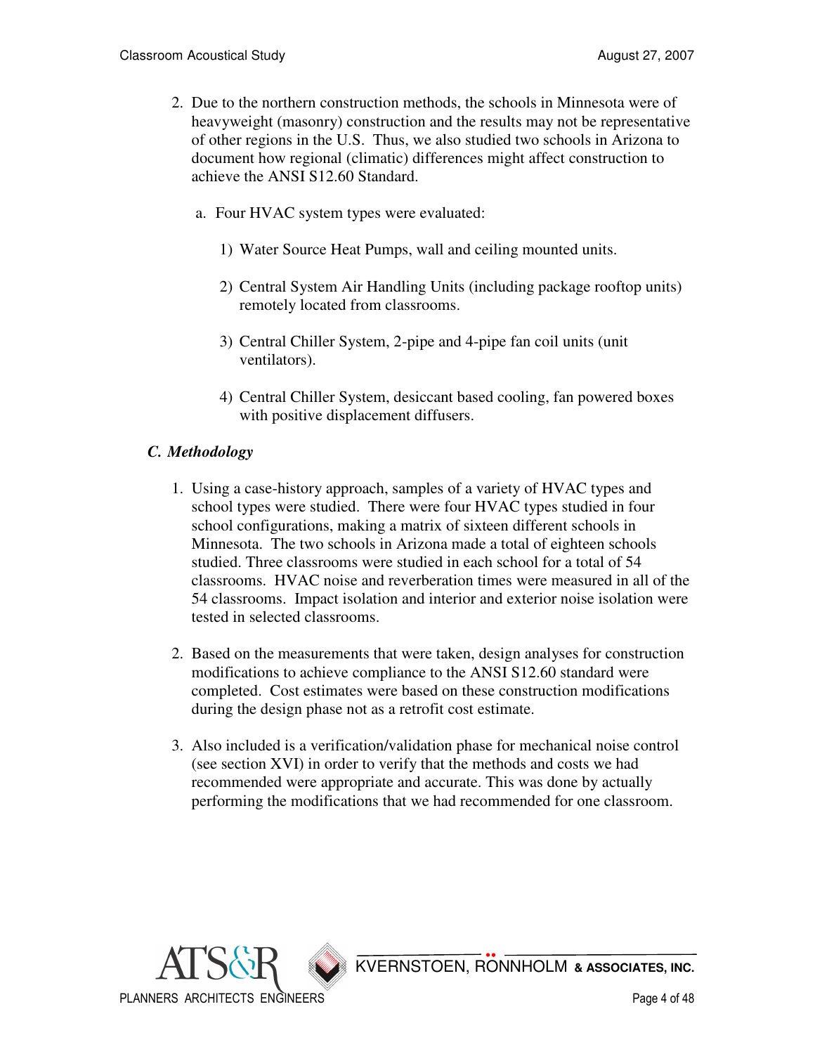2. Due to the northern construction methods, the schools in Minnesota were of heavyweight (masonry) construction and the results may not be representative of other regions in the U.S. Thus, we also studied two schools in Arizona to document how regional (climatic) differences might affect construction to achieve the ANSI S12.60 Standard.

   a. Four HVAC system types were evaluated:

      1) Water Source Heat Pumps, wall and ceiling mounted units.

      2) Central System Air Handling Units (including package rooftop units) remotely located from classrooms.

      3) Central Chiller System, 2-pipe and 4-pipe fan coil units (unit ventilators).

      4) Central Chiller System, desiccant based cooling, fan powered boxes with positive displacement diffusers.

### *C. Methodology*

1. Using a case-history approach, samples of a variety of HVAC types and school types were studied. There were four HVAC types studied in four school configurations, making a matrix of sixteen different schools in Minnesota. The two schools in Arizona made a total of eighteen schools studied. Three classrooms were studied in each school for a total of 54 classrooms. HVAC noise and reverberation times were measured in all of the 54 classrooms. Impact isolation and interior and exterior noise isolation were tested in selected classrooms.

2. Based on the measurements that were taken, design analyses for construction modifications to achieve compliance to the ANSI S12.60 standard were completed. Cost estimates were based on these construction modifications during the design phase not as a retrofit cost estimate.

3. Also included is a verification/validation phase for mechanical noise control (see section XVI) in order to verify that the methods and costs we had recommended were appropriate and accurate. This was done by actually performing the modifications that we had recommended for one classroom.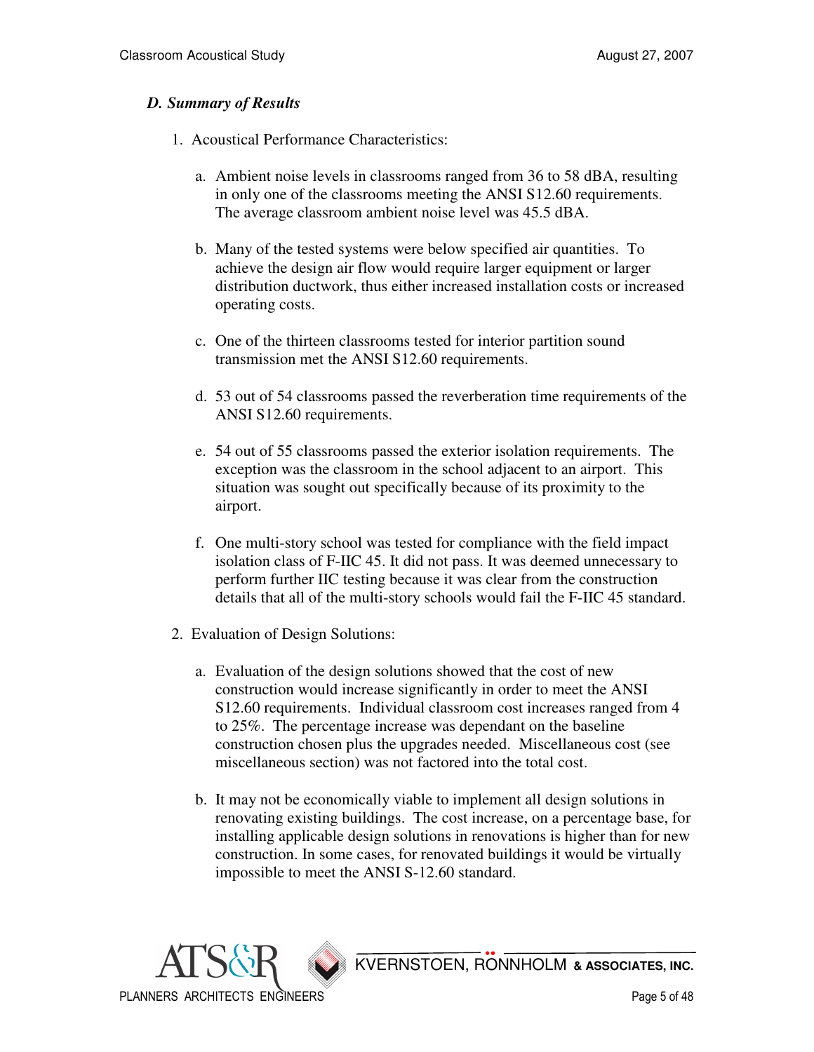### *D. Summary of Results*

1. Acoustical Performance Characteristics:

   a. Ambient noise levels in classrooms ranged from 36 to 58 dBA, resulting in only one of the classrooms meeting the ANSI S12.60 requirements. The average classroom ambient noise level was 45.5 dBA.

   b. Many of the tested systems were below specified air quantities. To achieve the design air flow would require larger equipment or larger distribution ductwork, thus either increased installation costs or increased operating costs.

   c. One of the thirteen classrooms tested for interior partition sound transmission met the ANSI S12.60 requirements.

   d. 53 out of 54 classrooms passed the reverberation time requirements of the ANSI S12.60 requirements.

   e. 54 out of 55 classrooms passed the exterior isolation requirements. The exception was the classroom in the school adjacent to an airport. This situation was sought out specifically because of its proximity to the airport.

   f. One multi-story school was tested for compliance with the field impact isolation class of F-IIC 45. It did not pass. It was deemed unnecessary to perform further IIC testing because it was clear from the construction details that all of the multi-story schools would fail the F-IIC 45 standard.

2. Evaluation of Design Solutions:

   a. Evaluation of the design solutions showed that the cost of new construction would increase significantly in order to meet the ANSI S12.60 requirements. Individual classroom cost increases ranged from 4 to 25%. The percentage increase was dependant on the baseline construction chosen plus the upgrades needed. Miscellaneous cost (see miscellaneous section) was not factored into the total cost.

   b. It may not be economically viable to implement all design solutions in renovating existing buildings. The cost increase, on a percentage base, for installing applicable design solutions in renovations is higher than for new construction. In some cases, for renovated buildings it would be virtually impossible to meet the ANSI S-12.60 standard.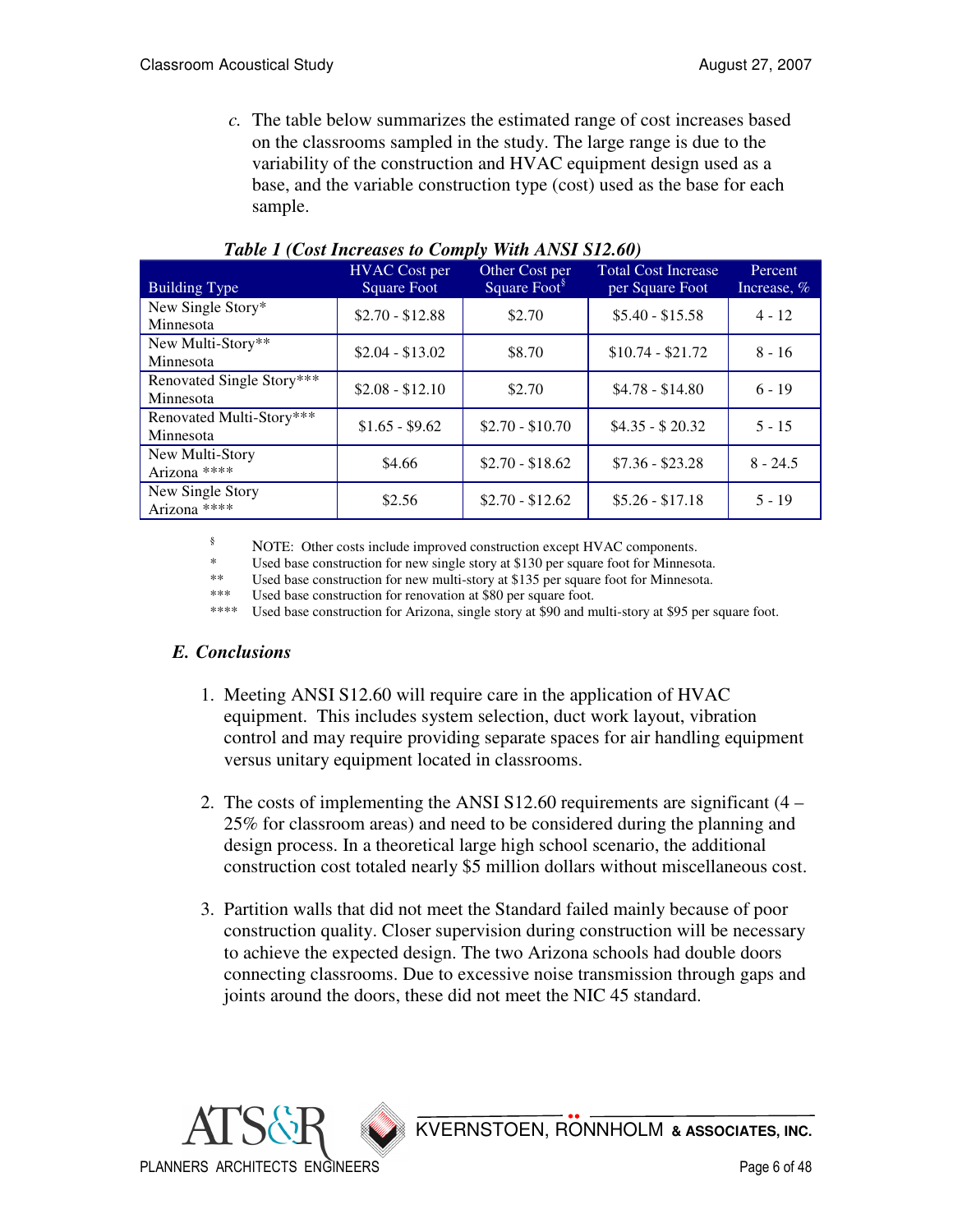c. The table below summarizes the estimated range of cost increases based on the classrooms sampled in the study. The large range is due to the variability of the construction and HVAC equipment design used as a base, and the variable construction type (cost) used as the base for each sample.

***Table 1 (Cost Increases to Comply With ANSI S12.60)***

| Building Type | HVAC Cost per Square Foot | Other Cost per Square Foot§ | Total Cost Increase per Square Foot | Percent Increase, % |
|---|---|---|---|---|
| New Single Story* Minnesota | $2.70 - $12.88 | $2.70 | $5.40 - $15.58 | 4 - 12 |
| New Multi-Story** Minnesota | $2.04 - $13.02 | $8.70 | $10.74 - $21.72 | 8 - 16 |
| Renovated Single Story*** Minnesota | $2.08 - $12.10 | $2.70 | $4.78 - $14.80 | 6 - 19 |
| Renovated Multi-Story*** Minnesota | $1.65 - $9.62 | $2.70 - $10.70 | $4.35 - $ 20.32 | 5 - 15 |
| New Multi-Story Arizona **** | $4.66 | $2.70 - $18.62 | $7.36 - $23.28 | 8 - 24.5 |
| New Single Story Arizona **** | $2.56 | $2.70 - $12.62 | $5.26 - $17.18 | 5 - 19 |

§ NOTE: Other costs include improved construction except HVAC components.
* Used base construction for new single story at $130 per square foot for Minnesota.
** Used base construction for new multi-story at $135 per square foot for Minnesota.
*** Used base construction for renovation at $80 per square foot.
**** Used base construction for Arizona, single story at $90 and multi-story at $95 per square foot.

### *E. Conclusions*

1. Meeting ANSI S12.60 will require care in the application of HVAC equipment. This includes system selection, duct work layout, vibration control and may require providing separate spaces for air handling equipment versus unitary equipment located in classrooms.

2. The costs of implementing the ANSI S12.60 requirements are significant (4 – 25% for classroom areas) and need to be considered during the planning and design process. In a theoretical large high school scenario, the additional construction cost totaled nearly $5 million dollars without miscellaneous cost.

3. Partition walls that did not meet the Standard failed mainly because of poor construction quality. Closer supervision during construction will be necessary to achieve the expected design. The two Arizona schools had double doors connecting classrooms. Due to excessive noise transmission through gaps and joints around the doors, these did not meet the NIC 45 standard.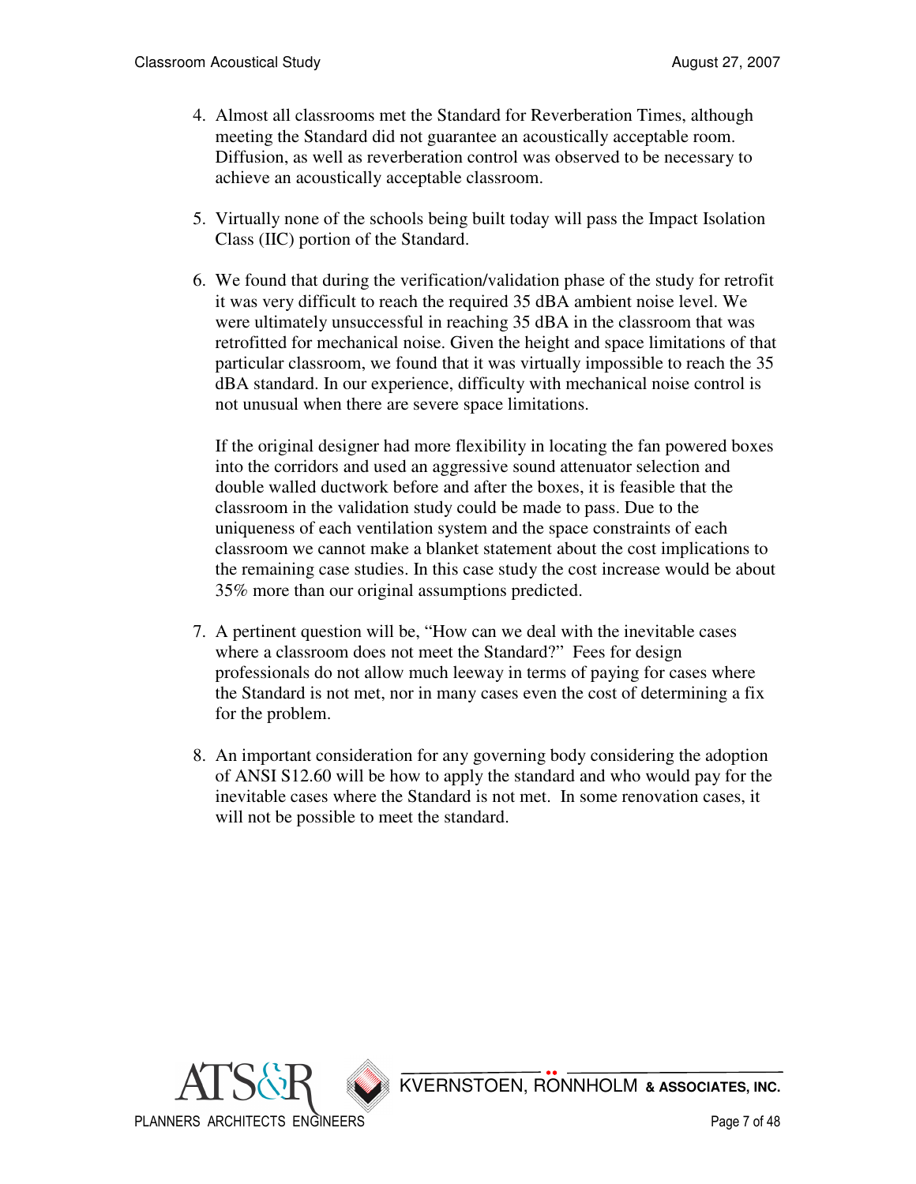4. Almost all classrooms met the Standard for Reverberation Times, although meeting the Standard did not guarantee an acoustically acceptable room. Diffusion, as well as reverberation control was observed to be necessary to achieve an acoustically acceptable classroom.

5. Virtually none of the schools being built today will pass the Impact Isolation Class (IIC) portion of the Standard.

6. We found that during the verification/validation phase of the study for retrofit it was very difficult to reach the required 35 dBA ambient noise level. We were ultimately unsuccessful in reaching 35 dBA in the classroom that was retrofitted for mechanical noise. Given the height and space limitations of that particular classroom, we found that it was virtually impossible to reach the 35 dBA standard. In our experience, difficulty with mechanical noise control is not unusual when there are severe space limitations.

   If the original designer had more flexibility in locating the fan powered boxes into the corridors and used an aggressive sound attenuator selection and double walled ductwork before and after the boxes, it is feasible that the classroom in the validation study could be made to pass. Due to the uniqueness of each ventilation system and the space constraints of each classroom we cannot make a blanket statement about the cost implications to the remaining case studies. In this case study the cost increase would be about 35% more than our original assumptions predicted.

7. A pertinent question will be, "How can we deal with the inevitable cases where a classroom does not meet the Standard?" Fees for design professionals do not allow much leeway in terms of paying for cases where the Standard is not met, nor in many cases even the cost of determining a fix for the problem.

8. An important consideration for any governing body considering the adoption of ANSI S12.60 will be how to apply the standard and who would pay for the inevitable cases where the Standard is not met. In some renovation cases, it will not be possible to meet the standard.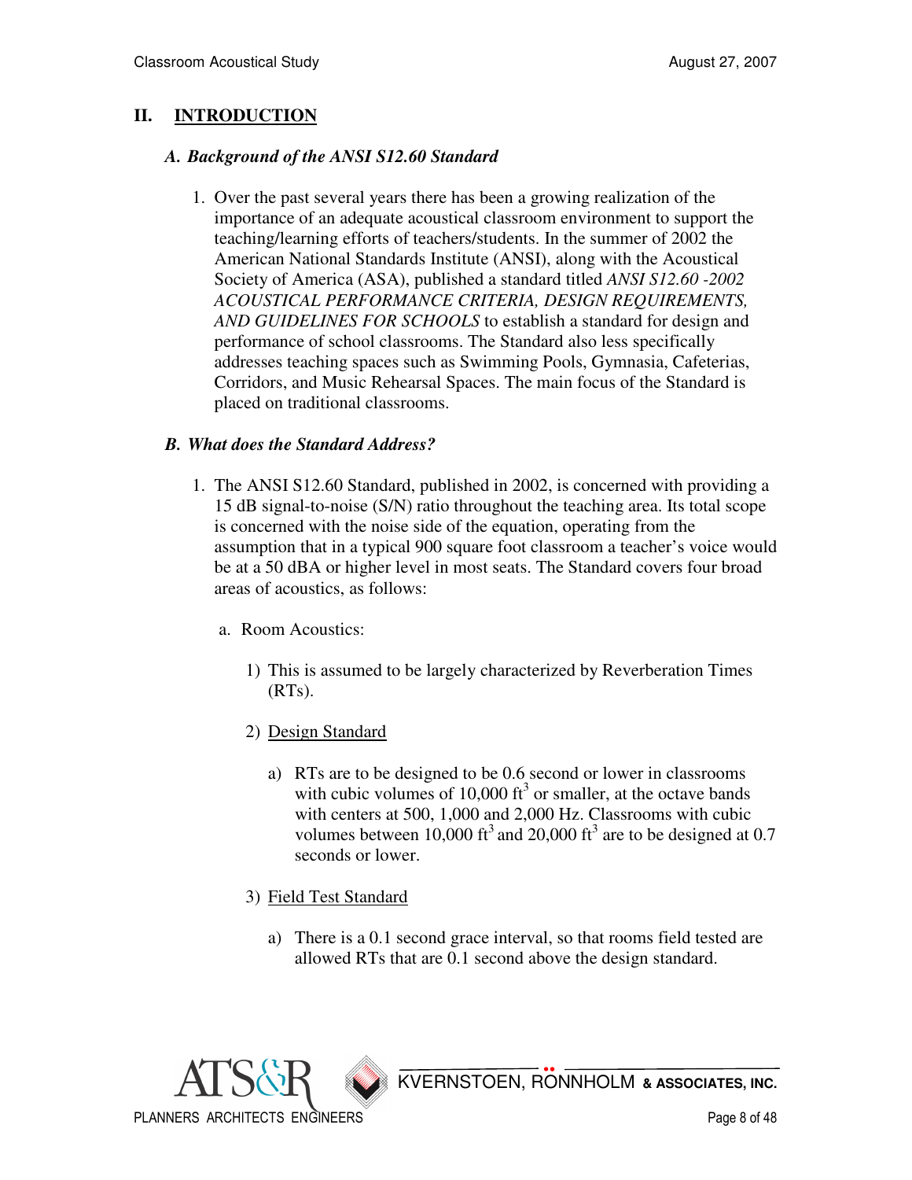## II. INTRODUCTION

### *A. Background of the ANSI S12.60 Standard*

1. Over the past several years there has been a growing realization of the importance of an adequate acoustical classroom environment to support the teaching/learning efforts of teachers/students. In the summer of 2002 the American National Standards Institute (ANSI), along with the Acoustical Society of America (ASA), published a standard titled *ANSI S12.60 -2002 ACOUSTICAL PERFORMANCE CRITERIA, DESIGN REQUIREMENTS, AND GUIDELINES FOR SCHOOLS* to establish a standard for design and performance of school classrooms. The Standard also less specifically addresses teaching spaces such as Swimming Pools, Gymnasia, Cafeterias, Corridors, and Music Rehearsal Spaces. The main focus of the Standard is placed on traditional classrooms.

### *B. What does the Standard Address?*

1. The ANSI S12.60 Standard, published in 2002, is concerned with providing a 15 dB signal-to-noise (S/N) ratio throughout the teaching area. Its total scope is concerned with the noise side of the equation, operating from the assumption that in a typical 900 square foot classroom a teacher's voice would be at a 50 dBA or higher level in most seats. The Standard covers four broad areas of acoustics, as follows:

   a. Room Acoustics:

      1) This is assumed to be largely characterized by Reverberation Times (RTs).

      2) Design Standard

         a) RTs are to be designed to be 0.6 second or lower in classrooms with cubic volumes of 10,000 $ft^3$ or smaller, at the octave bands with centers at 500, 1,000 and 2,000 Hz. Classrooms with cubic volumes between 10,000 $ft^3$ and 20,000 $ft^3$ are to be designed at 0.7 seconds or lower.

      3) Field Test Standard

         a) There is a 0.1 second grace interval, so that rooms field tested are allowed RTs that are 0.1 second above the design standard.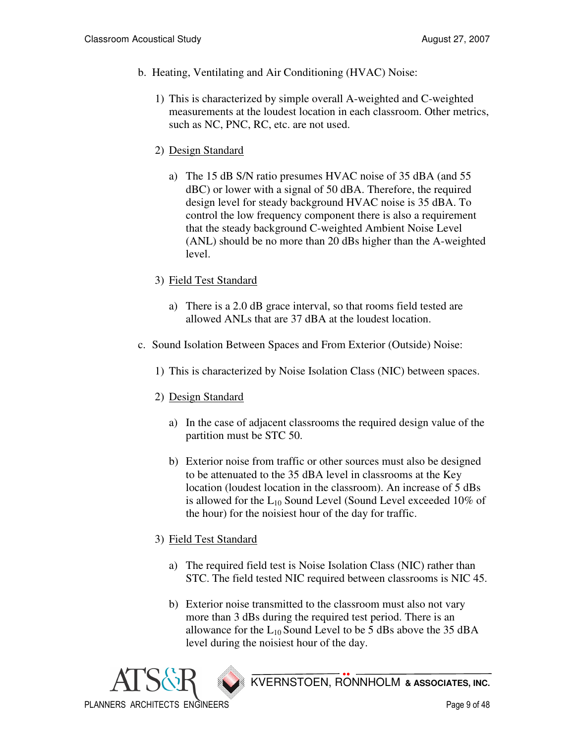b. Heating, Ventilating and Air Conditioning (HVAC) Noise:

1) This is characterized by simple overall A-weighted and C-weighted measurements at the loudest location in each classroom. Other metrics, such as NC, PNC, RC, etc. are not used.

2) Design Standard

a) The 15 dB S/N ratio presumes HVAC noise of 35 dBA (and 55 dBC) or lower with a signal of 50 dBA. Therefore, the required design level for steady background HVAC noise is 35 dBA. To control the low frequency component there is also a requirement that the steady background C-weighted Ambient Noise Level (ANL) should be no more than 20 dBs higher than the A-weighted level.

3) Field Test Standard

a) There is a 2.0 dB grace interval, so that rooms field tested are allowed ANLs that are 37 dBA at the loudest location.

c. Sound Isolation Between Spaces and From Exterior (Outside) Noise:

1) This is characterized by Noise Isolation Class (NIC) between spaces.

2) Design Standard

a) In the case of adjacent classrooms the required design value of the partition must be STC 50.

b) Exterior noise from traffic or other sources must also be designed to be attenuated to the 35 dBA level in classrooms at the Key location (loudest location in the classroom). An increase of 5 dBs is allowed for the $L_{10}$ Sound Level (Sound Level exceeded 10% of the hour) for the noisiest hour of the day for traffic.

3) Field Test Standard

a) The required field test is Noise Isolation Class (NIC) rather than STC. The field tested NIC required between classrooms is NIC 45.

b) Exterior noise transmitted to the classroom must also not vary more than 3 dBs during the required test period. There is an allowance for the $L_{10}$ Sound Level to be 5 dBs above the 35 dBA level during the noisiest hour of the day.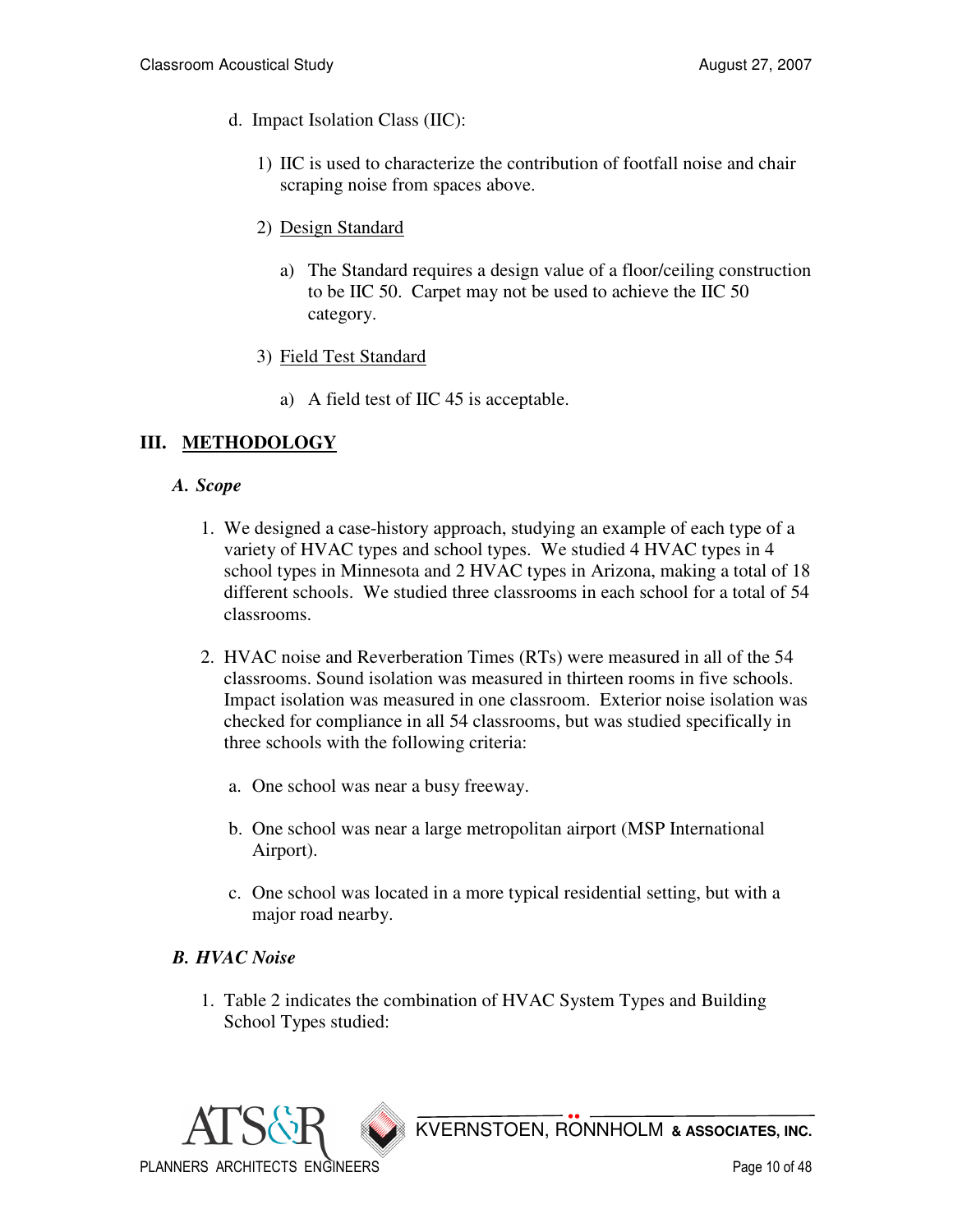d. Impact Isolation Class (IIC):

   1) IIC is used to characterize the contribution of footfall noise and chair scraping noise from spaces above.

   2) <u>Design Standard</u>

      a) The Standard requires a design value of a floor/ceiling construction to be IIC 50. Carpet may not be used to achieve the IIC 50 category.

   3) <u>Field Test Standard</u>

      a) A field test of IIC 45 is acceptable.

## III. METHODOLOGY

### *A. Scope*

1. We designed a case-history approach, studying an example of each type of a variety of HVAC types and school types. We studied 4 HVAC types in 4 school types in Minnesota and 2 HVAC types in Arizona, making a total of 18 different schools. We studied three classrooms in each school for a total of 54 classrooms.

2. HVAC noise and Reverberation Times (RTs) were measured in all of the 54 classrooms. Sound isolation was measured in thirteen rooms in five schools. Impact isolation was measured in one classroom. Exterior noise isolation was checked for compliance in all 54 classrooms, but was studied specifically in three schools with the following criteria:

   a. One school was near a busy freeway.

   b. One school was near a large metropolitan airport (MSP International Airport).

   c. One school was located in a more typical residential setting, but with a major road nearby.

### *B. HVAC Noise*

1. Table 2 indicates the combination of HVAC System Types and Building School Types studied: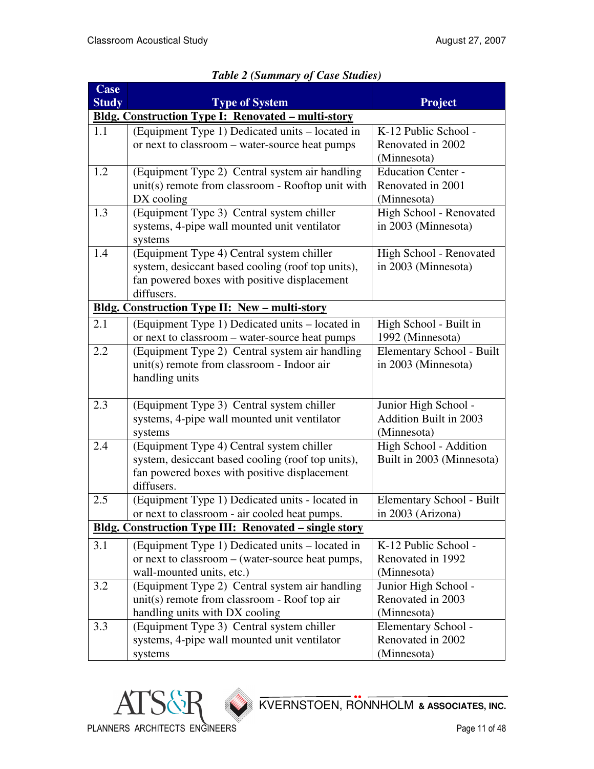*Table 2 (Summary of Case Studies)*

| Case Study | Type of System | Project |
|---|---|---|
| **Bldg. Construction Type I: Renovated – multi-story** | | |
| 1.1 | (Equipment Type 1) Dedicated units – located in or next to classroom – water-source heat pumps | K-12 Public School - Renovated in 2002 (Minnesota) |
| 1.2 | (Equipment Type 2) Central system air handling unit(s) remote from classroom - Rooftop unit with DX cooling | Education Center - Renovated in 2001 (Minnesota) |
| 1.3 | (Equipment Type 3) Central system chiller systems, 4-pipe wall mounted unit ventilator systems | High School - Renovated in 2003 (Minnesota) |
| 1.4 | (Equipment Type 4) Central system chiller system, desiccant based cooling (roof top units), fan powered boxes with positive displacement diffusers. | High School - Renovated in 2003 (Minnesota) |
| **Bldg. Construction Type II: New – multi-story** | | |
| 2.1 | (Equipment Type 1) Dedicated units – located in or next to classroom – water-source heat pumps | High School - Built in 1992 (Minnesota) |
| 2.2 | (Equipment Type 2) Central system air handling unit(s) remote from classroom - Indoor air handling units | Elementary School - Built in 2003 (Minnesota) |
| 2.3 | (Equipment Type 3) Central system chiller systems, 4-pipe wall mounted unit ventilator systems | Junior High School - Addition Built in 2003 (Minnesota) |
| 2.4 | (Equipment Type 4) Central system chiller system, desiccant based cooling (roof top units), fan powered boxes with positive displacement diffusers. | High School - Addition Built in 2003 (Minnesota) |
| 2.5 | (Equipment Type 1) Dedicated units - located in or next to classroom - air cooled heat pumps. | Elementary School - Built in 2003 (Arizona) |
| **Bldg. Construction Type III: Renovated – single story** | | |
| 3.1 | (Equipment Type 1) Dedicated units – located in or next to classroom – (water-source heat pumps, wall-mounted units, etc.) | K-12 Public School - Renovated in 1992 (Minnesota) |
| 3.2 | (Equipment Type 2) Central system air handling unit(s) remote from classroom - Roof top air handling units with DX cooling | Junior High School - Renovated in 2003 (Minnesota) |
| 3.3 | (Equipment Type 3) Central system chiller systems, 4-pipe wall mounted unit ventilator systems | Elementary School - Renovated in 2002 (Minnesota) |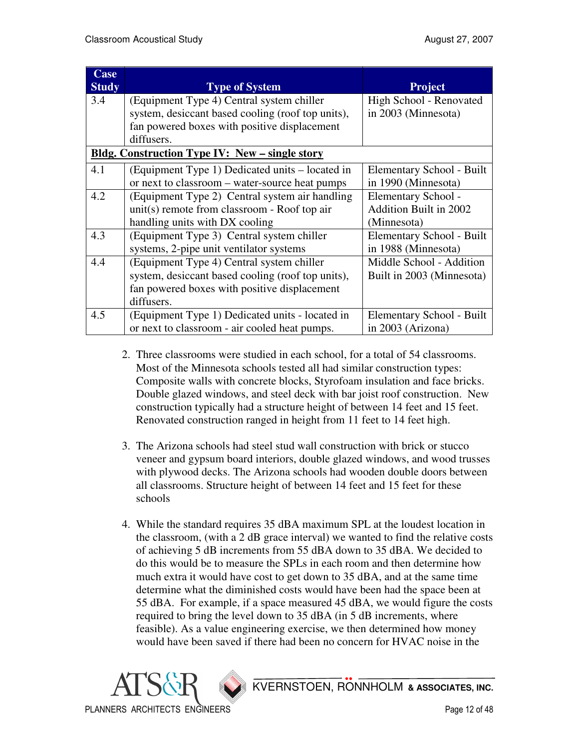| Case Study | Type of System | Project |
|---|---|---|
| 3.4 | (Equipment Type 4) Central system chiller system, desiccant based cooling (roof top units), fan powered boxes with positive displacement diffusers. | High School - Renovated in 2003 (Minnesota) |
| **Bldg. Construction Type IV: New – single story** | | |
| 4.1 | (Equipment Type 1) Dedicated units – located in or next to classroom – water-source heat pumps | Elementary School - Built in 1990 (Minnesota) |
| 4.2 | (Equipment Type 2) Central system air handling unit(s) remote from classroom - Roof top air handling units with DX cooling | Elementary School - Addition Built in 2002 (Minnesota) |
| 4.3 | (Equipment Type 3) Central system chiller systems, 2-pipe unit ventilator systems | Elementary School - Built in 1988 (Minnesota) |
| 4.4 | (Equipment Type 4) Central system chiller system, desiccant based cooling (roof top units), fan powered boxes with positive displacement diffusers. | Middle School - Addition Built in 2003 (Minnesota) |
| 4.5 | (Equipment Type 1) Dedicated units - located in or next to classroom - air cooled heat pumps. | Elementary School - Built in 2003 (Arizona) |

2. Three classrooms were studied in each school, for a total of 54 classrooms. Most of the Minnesota schools tested all had similar construction types: Composite walls with concrete blocks, Styrofoam insulation and face bricks. Double glazed windows, and steel deck with bar joist roof construction. New construction typically had a structure height of between 14 feet and 15 feet. Renovated construction ranged in height from 11 feet to 14 feet high.

3. The Arizona schools had steel stud wall construction with brick or stucco veneer and gypsum board interiors, double glazed windows, and wood trusses with plywood decks. The Arizona schools had wooden double doors between all classrooms. Structure height of between 14 feet and 15 feet for these schools

4. While the standard requires 35 dBA maximum SPL at the loudest location in the classroom, (with a 2 dB grace interval) we wanted to find the relative costs of achieving 5 dB increments from 55 dBA down to 35 dBA. We decided to do this would be to measure the SPLs in each room and then determine how much extra it would have cost to get down to 35 dBA, and at the same time determine what the diminished costs would have been had the space been at 55 dBA. For example, if a space measured 45 dBA, we would figure the costs required to bring the level down to 35 dBA (in 5 dB increments, where feasible). As a value engineering exercise, we then determined how money would have been saved if there had been no concern for HVAC noise in the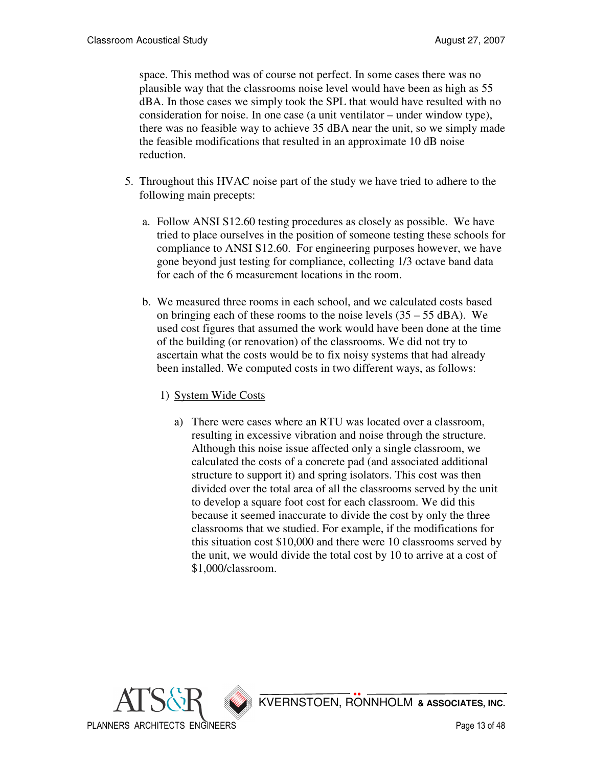space. This method was of course not perfect. In some cases there was no plausible way that the classrooms noise level would have been as high as 55 dBA. In those cases we simply took the SPL that would have resulted with no consideration for noise. In one case (a unit ventilator – under window type), there was no feasible way to achieve 35 dBA near the unit, so we simply made the feasible modifications that resulted in an approximate 10 dB noise reduction.

5. Throughout this HVAC noise part of the study we have tried to adhere to the following main precepts:

   a. Follow ANSI S12.60 testing procedures as closely as possible. We have tried to place ourselves in the position of someone testing these schools for compliance to ANSI S12.60. For engineering purposes however, we have gone beyond just testing for compliance, collecting 1/3 octave band data for each of the 6 measurement locations in the room.

   b. We measured three rooms in each school, and we calculated costs based on bringing each of these rooms to the noise levels (35 – 55 dBA). We used cost figures that assumed the work would have been done at the time of the building (or renovation) of the classrooms. We did not try to ascertain what the costs would be to fix noisy systems that had already been installed. We computed costs in two different ways, as follows:

      1) System Wide Costs

         a) There were cases where an RTU was located over a classroom, resulting in excessive vibration and noise through the structure. Although this noise issue affected only a single classroom, we calculated the costs of a concrete pad (and associated additional structure to support it) and spring isolators. This cost was then divided over the total area of all the classrooms served by the unit to develop a square foot cost for each classroom. We did this because it seemed inaccurate to divide the cost by only the three classrooms that we studied. For example, if the modifications for this situation cost $10,000 and there were 10 classrooms served by the unit, we would divide the total cost by 10 to arrive at a cost of $1,000/classroom.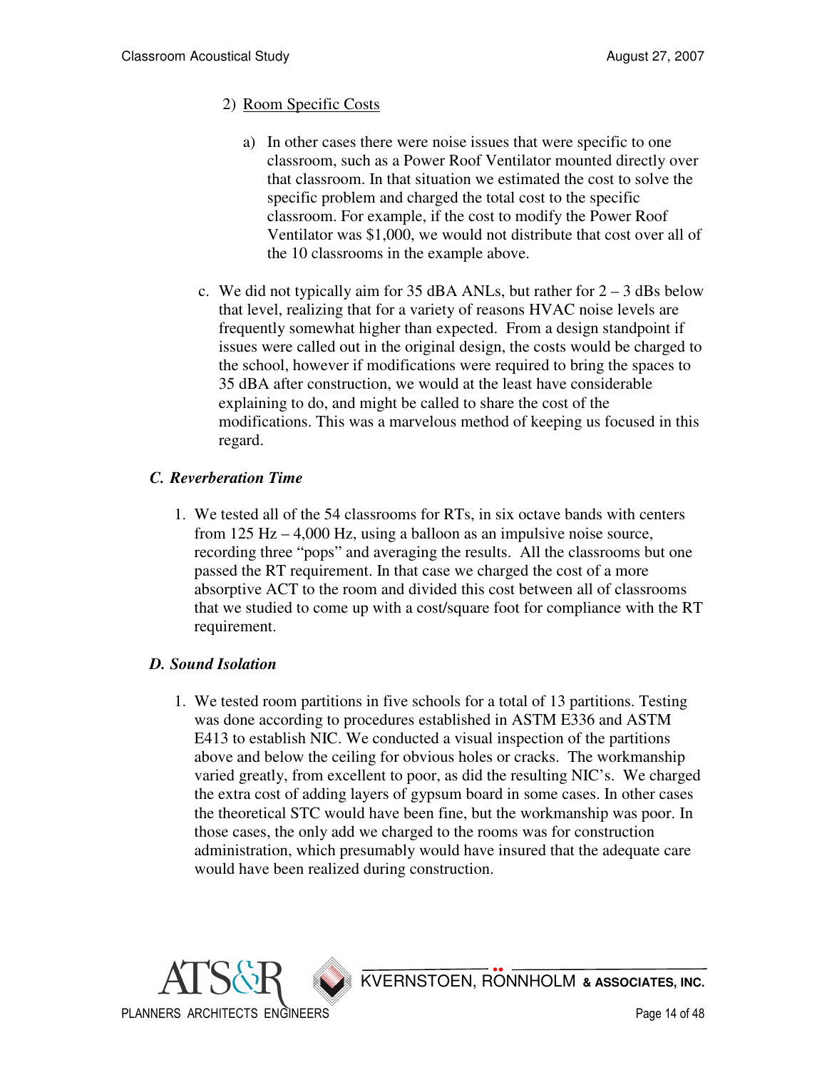2) Room Specific Costs

   a) In other cases there were noise issues that were specific to one classroom, such as a Power Roof Ventilator mounted directly over that classroom. In that situation we estimated the cost to solve the specific problem and charged the total cost to the specific classroom. For example, if the cost to modify the Power Roof Ventilator was $1,000, we would not distribute that cost over all of the 10 classrooms in the example above.

c. We did not typically aim for 35 dBA ANLs, but rather for 2 – 3 dBs below that level, realizing that for a variety of reasons HVAC noise levels are frequently somewhat higher than expected. From a design standpoint if issues were called out in the original design, the costs would be charged to the school, however if modifications were required to bring the spaces to 35 dBA after construction, we would at the least have considerable explaining to do, and might be called to share the cost of the modifications. This was a marvelous method of keeping us focused in this regard.

### *C. Reverberation Time*

1. We tested all of the 54 classrooms for RTs, in six octave bands with centers from 125 Hz – 4,000 Hz, using a balloon as an impulsive noise source, recording three "pops" and averaging the results. All the classrooms but one passed the RT requirement. In that case we charged the cost of a more absorptive ACT to the room and divided this cost between all of classrooms that we studied to come up with a cost/square foot for compliance with the RT requirement.

### *D. Sound Isolation*

1. We tested room partitions in five schools for a total of 13 partitions. Testing was done according to procedures established in ASTM E336 and ASTM E413 to establish NIC. We conducted a visual inspection of the partitions above and below the ceiling for obvious holes or cracks. The workmanship varied greatly, from excellent to poor, as did the resulting NIC's. We charged the extra cost of adding layers of gypsum board in some cases. In other cases the theoretical STC would have been fine, but the workmanship was poor. In those cases, the only add we charged to the rooms was for construction administration, which presumably would have insured that the adequate care would have been realized during construction.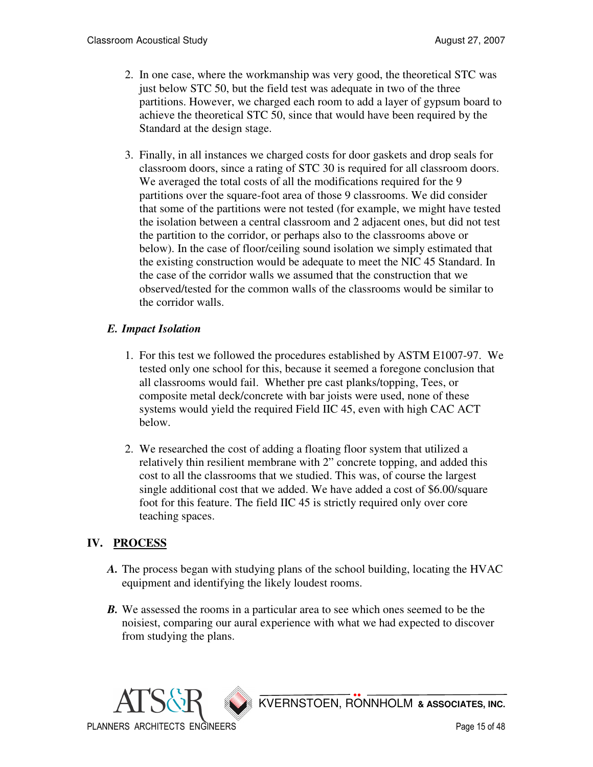2. In one case, where the workmanship was very good, the theoretical STC was just below STC 50, but the field test was adequate in two of the three partitions. However, we charged each room to add a layer of gypsum board to achieve the theoretical STC 50, since that would have been required by the Standard at the design stage.

3. Finally, in all instances we charged costs for door gaskets and drop seals for classroom doors, since a rating of STC 30 is required for all classroom doors. We averaged the total costs of all the modifications required for the 9 partitions over the square-foot area of those 9 classrooms. We did consider that some of the partitions were not tested (for example, we might have tested the isolation between a central classroom and 2 adjacent ones, but did not test the partition to the corridor, or perhaps also to the classrooms above or below). In the case of floor/ceiling sound isolation we simply estimated that the existing construction would be adequate to meet the NIC 45 Standard. In the case of the corridor walls we assumed that the construction that we observed/tested for the common walls of the classrooms would be similar to the corridor walls.

### *E. Impact Isolation*

1. For this test we followed the procedures established by ASTM E1007-97. We tested only one school for this, because it seemed a foregone conclusion that all classrooms would fail. Whether pre cast planks/topping, Tees, or composite metal deck/concrete with bar joists were used, none of these systems would yield the required Field IIC 45, even with high CAC ACT below.

2. We researched the cost of adding a floating floor system that utilized a relatively thin resilient membrane with 2" concrete topping, and added this cost to all the classrooms that we studied. This was, of course the largest single additional cost that we added. We have added a cost of $6.00/square foot for this feature. The field IIC 45 is strictly required only over core teaching spaces.

## IV. <u>PROCESS</u>

***A.*** The process began with studying plans of the school building, locating the HVAC equipment and identifying the likely loudest rooms.

***B.*** We assessed the rooms in a particular area to see which ones seemed to be the noisiest, comparing our aural experience with what we had expected to discover from studying the plans.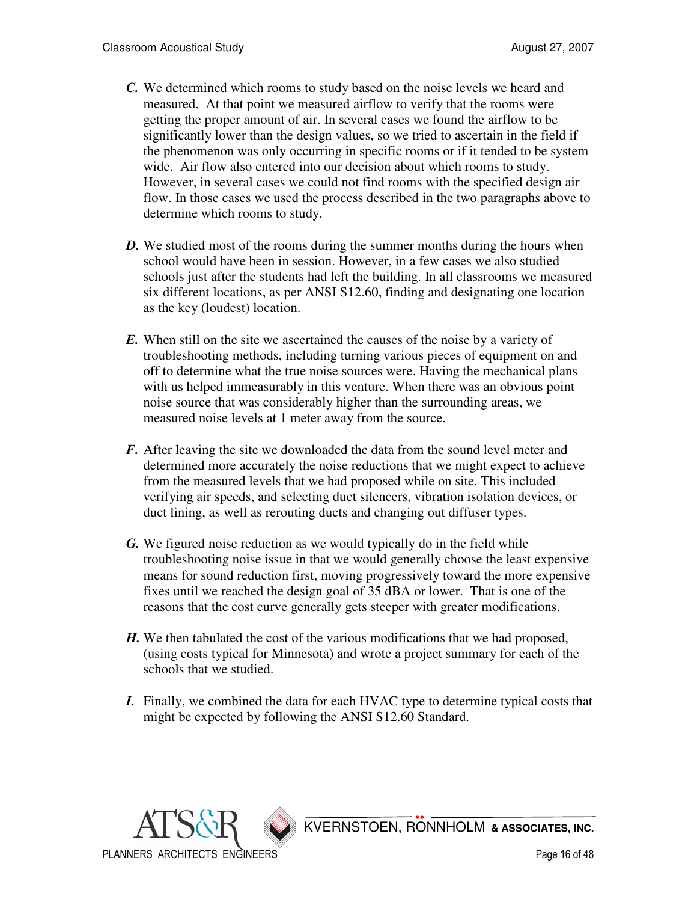***C.*** We determined which rooms to study based on the noise levels we heard and measured. At that point we measured airflow to verify that the rooms were getting the proper amount of air. In several cases we found the airflow to be significantly lower than the design values, so we tried to ascertain in the field if the phenomenon was only occurring in specific rooms or if it tended to be system wide. Air flow also entered into our decision about which rooms to study. However, in several cases we could not find rooms with the specified design air flow. In those cases we used the process described in the two paragraphs above to determine which rooms to study.

***D.*** We studied most of the rooms during the summer months during the hours when school would have been in session. However, in a few cases we also studied schools just after the students had left the building. In all classrooms we measured six different locations, as per ANSI S12.60, finding and designating one location as the key (loudest) location.

***E.*** When still on the site we ascertained the causes of the noise by a variety of troubleshooting methods, including turning various pieces of equipment on and off to determine what the true noise sources were. Having the mechanical plans with us helped immeasurably in this venture. When there was an obvious point noise source that was considerably higher than the surrounding areas, we measured noise levels at 1 meter away from the source.

***F.*** After leaving the site we downloaded the data from the sound level meter and determined more accurately the noise reductions that we might expect to achieve from the measured levels that we had proposed while on site. This included verifying air speeds, and selecting duct silencers, vibration isolation devices, or duct lining, as well as rerouting ducts and changing out diffuser types.

***G.*** We figured noise reduction as we would typically do in the field while troubleshooting noise issue in that we would generally choose the least expensive means for sound reduction first, moving progressively toward the more expensive fixes until we reached the design goal of 35 dBA or lower. That is one of the reasons that the cost curve generally gets steeper with greater modifications.

***H.*** We then tabulated the cost of the various modifications that we had proposed, (using costs typical for Minnesota) and wrote a project summary for each of the schools that we studied.

***I.*** Finally, we combined the data for each HVAC type to determine typical costs that might be expected by following the ANSI S12.60 Standard.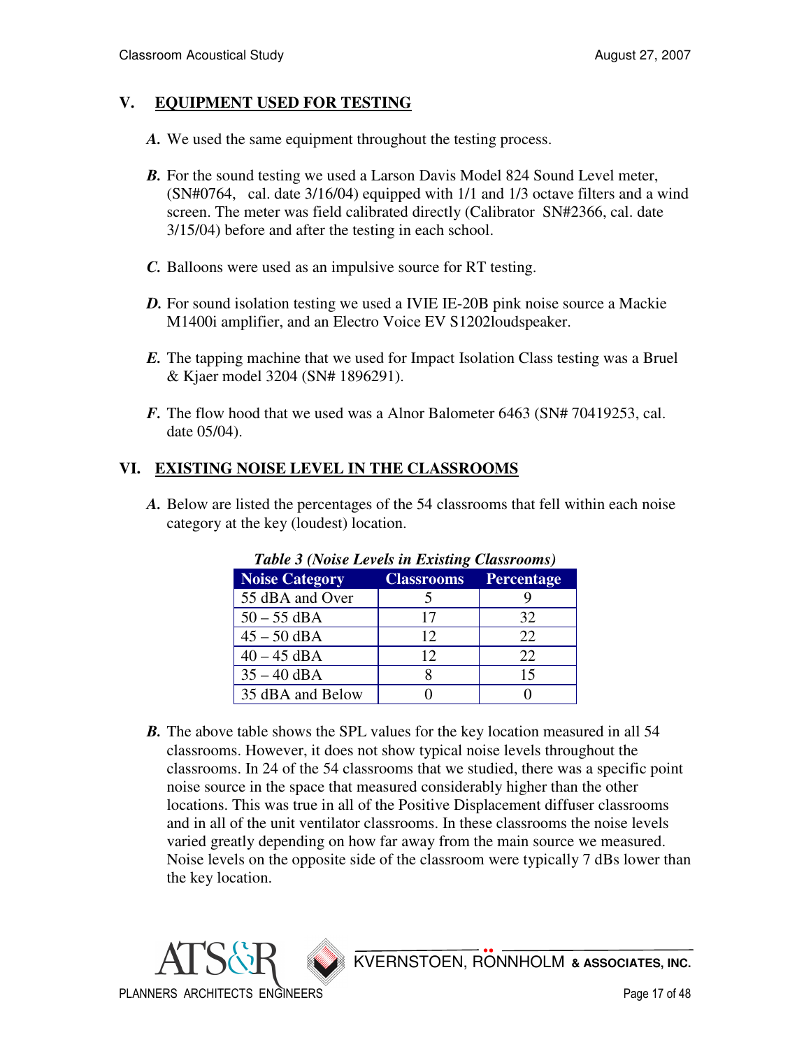## V. EQUIPMENT USED FOR TESTING

***A.*** We used the same equipment throughout the testing process.

***B.*** For the sound testing we used a Larson Davis Model 824 Sound Level meter, (SN#0764, cal. date 3/16/04) equipped with 1/1 and 1/3 octave filters and a wind screen. The meter was field calibrated directly (Calibrator SN#2366, cal. date 3/15/04) before and after the testing in each school.

***C.*** Balloons were used as an impulsive source for RT testing.

***D.*** For sound isolation testing we used a IVIE IE-20B pink noise source a Mackie M1400i amplifier, and an Electro Voice EV S1202loudspeaker.

***E.*** The tapping machine that we used for Impact Isolation Class testing was a Bruel & Kjaer model 3204 (SN# 1896291).

***F.*** The flow hood that we used was a Alnor Balometer 6463 (SN# 70419253, cal. date 05/04).

## VI. EXISTING NOISE LEVEL IN THE CLASSROOMS

***A.*** Below are listed the percentages of the 54 classrooms that fell within each noise category at the key (loudest) location.

***Table 3 (Noise Levels in Existing Classrooms)***

| Noise Category | Classrooms | Percentage |
|---|---|---|
| 55 dBA and Over | 5 | 9 |
| 50 – 55 dBA | 17 | 32 |
| 45 – 50 dBA | 12 | 22 |
| 40 – 45 dBA | 12 | 22 |
| 35 – 40 dBA | 8 | 15 |
| 35 dBA and Below | 0 | 0 |

***B.*** The above table shows the SPL values for the key location measured in all 54 classrooms. However, it does not show typical noise levels throughout the classrooms. In 24 of the 54 classrooms that we studied, there was a specific point noise source in the space that measured considerably higher than the other locations. This was true in all of the Positive Displacement diffuser classrooms and in all of the unit ventilator classrooms. In these classrooms the noise levels varied greatly depending on how far away from the main source we measured. Noise levels on the opposite side of the classroom were typically 7 dBs lower than the key location.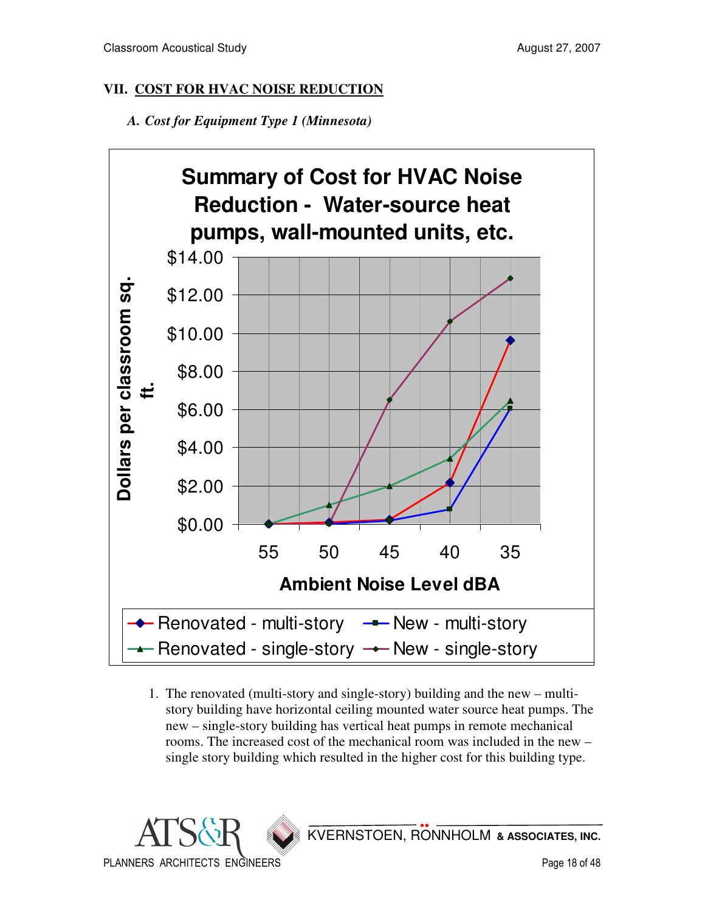## VII. COST FOR HVAC NOISE REDUCTION

### *A. Cost for Equipment Type 1 (Minnesota)*

**Summary of Cost for HVAC Noise Reduction - Water-source heat pumps, wall-mounted units, etc.**

1. The renovated (multi-story and single-story) building and the new – multi-story building have horizontal ceiling mounted water source heat pumps. The new – single-story building has vertical heat pumps in remote mechanical rooms. The increased cost of the mechanical room was included in the new – single story building which resulted in the higher cost for this building type.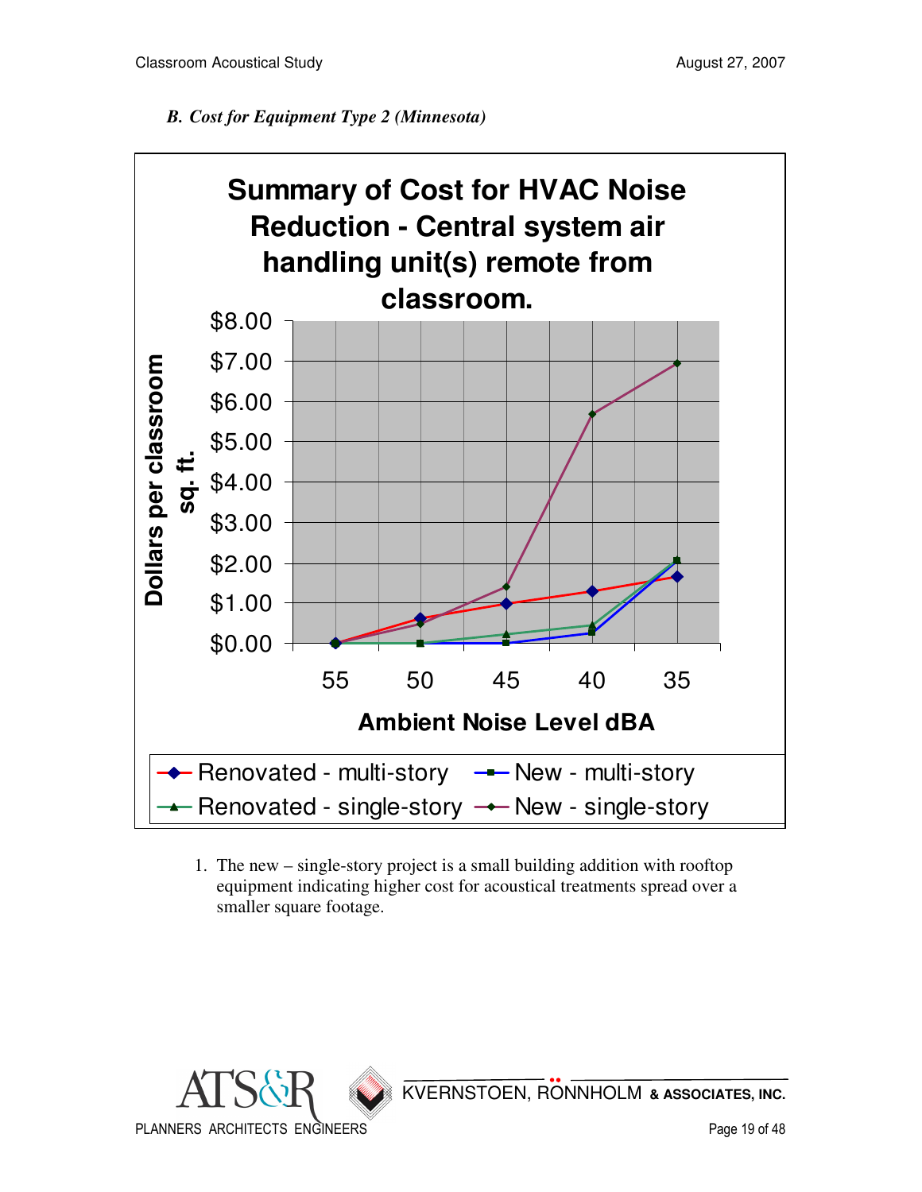*B. Cost for Equipment Type 2 (Minnesota)*

**Summary of Cost for HVAC Noise Reduction - Central system air handling unit(s) remote from classroom.**

1. The new – single-story project is a small building addition with rooftop equipment indicating higher cost for acoustical treatments spread over a smaller square footage.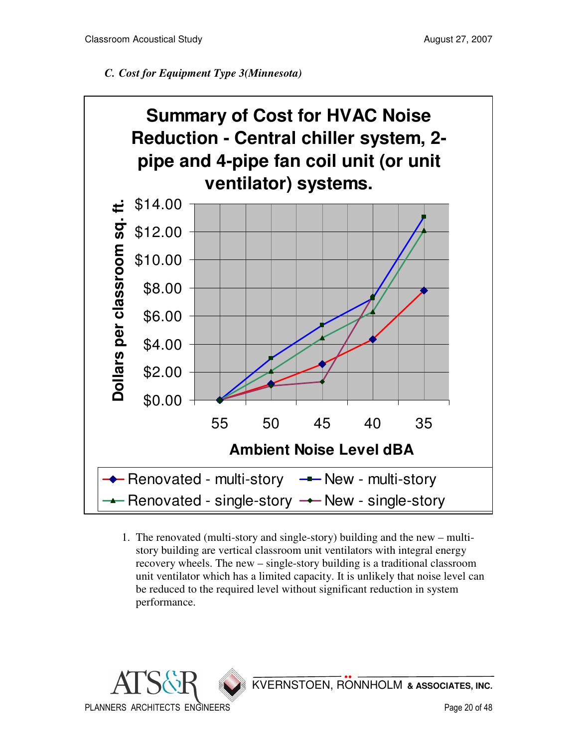*C. Cost for Equipment Type 3(Minnesota)*

**Summary of Cost for HVAC Noise Reduction - Central chiller system, 2-pipe and 4-pipe fan coil unit (or unit ventilator) systems.**

1. The renovated (multi-story and single-story) building and the new – multi-story building are vertical classroom unit ventilators with integral energy recovery wheels. The new – single-story building is a traditional classroom unit ventilator which has a limited capacity. It is unlikely that noise level can be reduced to the required level without significant reduction in system performance.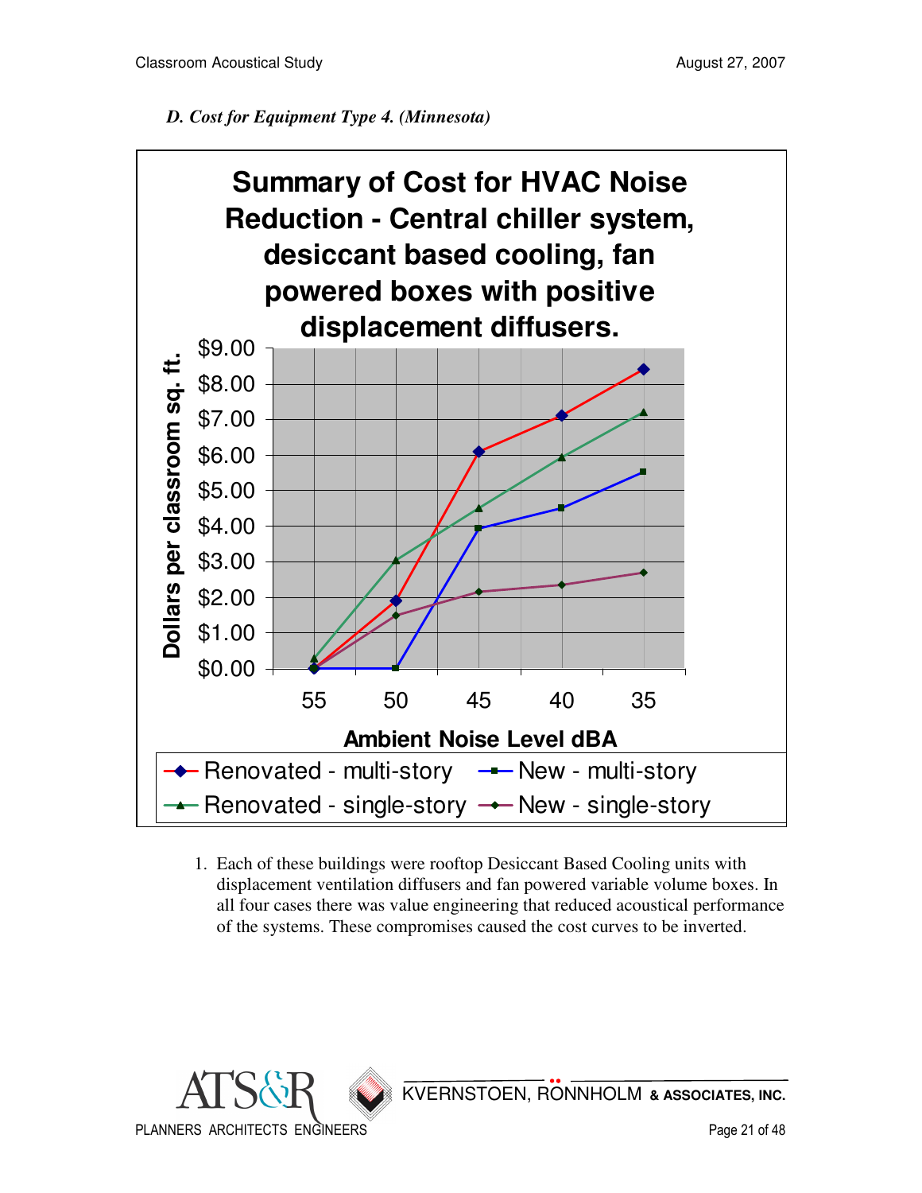*D. Cost for Equipment Type 4. (Minnesota)*

**Summary of Cost for HVAC Noise Reduction - Central chiller system, desiccant based cooling, fan powered boxes with positive displacement diffusers.**

1. Each of these buildings were rooftop Desiccant Based Cooling units with displacement ventilation diffusers and fan powered variable volume boxes. In all four cases there was value engineering that reduced acoustical performance of the systems. These compromises caused the cost curves to be inverted.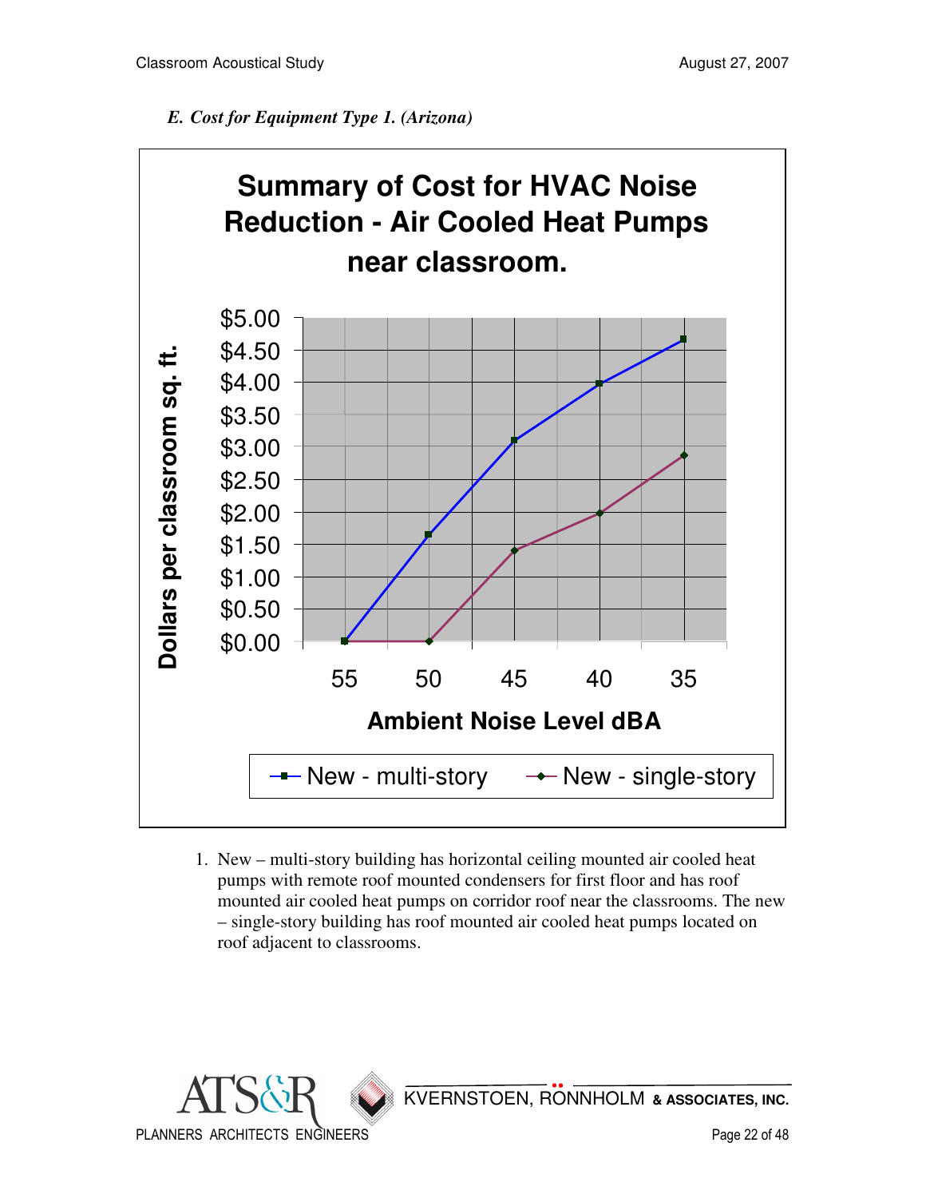*E. Cost for Equipment Type 1. (Arizona)*

**Summary of Cost for HVAC Noise Reduction - Air Cooled Heat Pumps near classroom.**

Dollars per classroom sq. ft.

$5.00
$4.50
$4.00
$3.50
$3.00
$2.50
$2.00
$1.50
$1.00
$0.50
$0.00

55 50 45 40 35

**Ambient Noise Level dBA**

New - multi-story    New - single-story

1. New – multi-story building has horizontal ceiling mounted air cooled heat pumps with remote roof mounted condensers for first floor and has roof mounted air cooled heat pumps on corridor roof near the classrooms. The new – single-story building has roof mounted air cooled heat pumps located on roof adjacent to classrooms.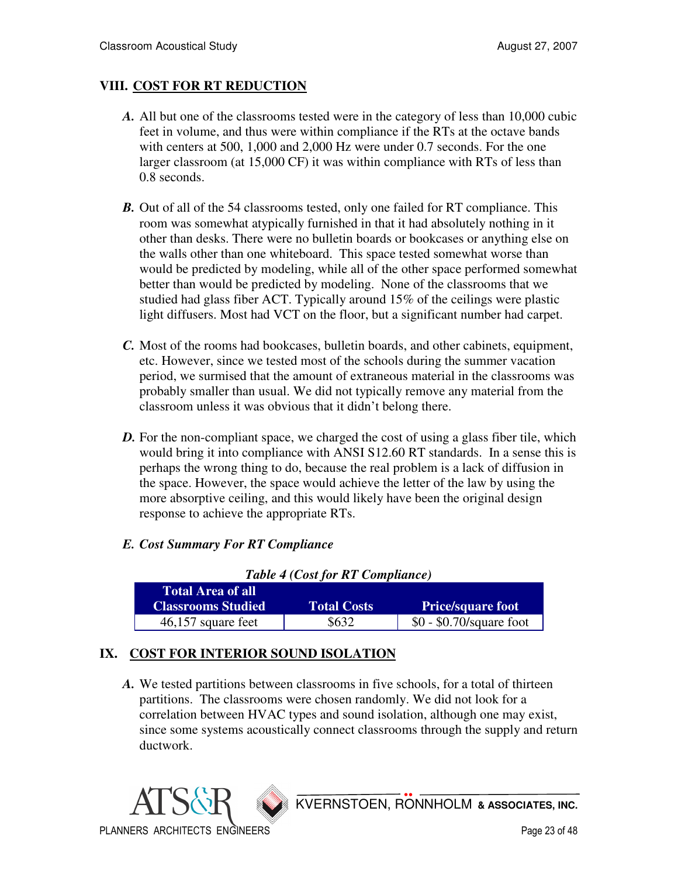## VIII. COST FOR RT REDUCTION

***A.*** All but one of the classrooms tested were in the category of less than 10,000 cubic feet in volume, and thus were within compliance if the RTs at the octave bands with centers at 500, 1,000 and 2,000 Hz were under 0.7 seconds. For the one larger classroom (at 15,000 CF) it was within compliance with RTs of less than 0.8 seconds.

***B.*** Out of all of the 54 classrooms tested, only one failed for RT compliance. This room was somewhat atypically furnished in that it had absolutely nothing in it other than desks. There were no bulletin boards or bookcases or anything else on the walls other than one whiteboard. This space tested somewhat worse than would be predicted by modeling, while all of the other space performed somewhat better than would be predicted by modeling. None of the classrooms that we studied had glass fiber ACT. Typically around 15% of the ceilings were plastic light diffusers. Most had VCT on the floor, but a significant number had carpet.

***C.*** Most of the rooms had bookcases, bulletin boards, and other cabinets, equipment, etc. However, since we tested most of the schools during the summer vacation period, we surmised that the amount of extraneous material in the classrooms was probably smaller than usual. We did not typically remove any material from the classroom unless it was obvious that it didn't belong there.

***D.*** For the non-compliant space, we charged the cost of using a glass fiber tile, which would bring it into compliance with ANSI S12.60 RT standards. In a sense this is perhaps the wrong thing to do, because the real problem is a lack of diffusion in the space. However, the space would achieve the letter of the law by using the more absorptive ceiling, and this would likely have been the original design response to achieve the appropriate RTs.

***E. Cost Summary For RT Compliance***

***Table 4 (Cost for RT Compliance)***

| Total Area of all Classrooms Studied | Total Costs | Price/square foot |
|---|---|---|
| 46,157 square feet | $632 | $0 - $0.70/square foot |

## IX. COST FOR INTERIOR SOUND ISOLATION

***A.*** We tested partitions between classrooms in five schools, for a total of thirteen partitions. The classrooms were chosen randomly. We did not look for a correlation between HVAC types and sound isolation, although one may exist, since some systems acoustically connect classrooms through the supply and return ductwork.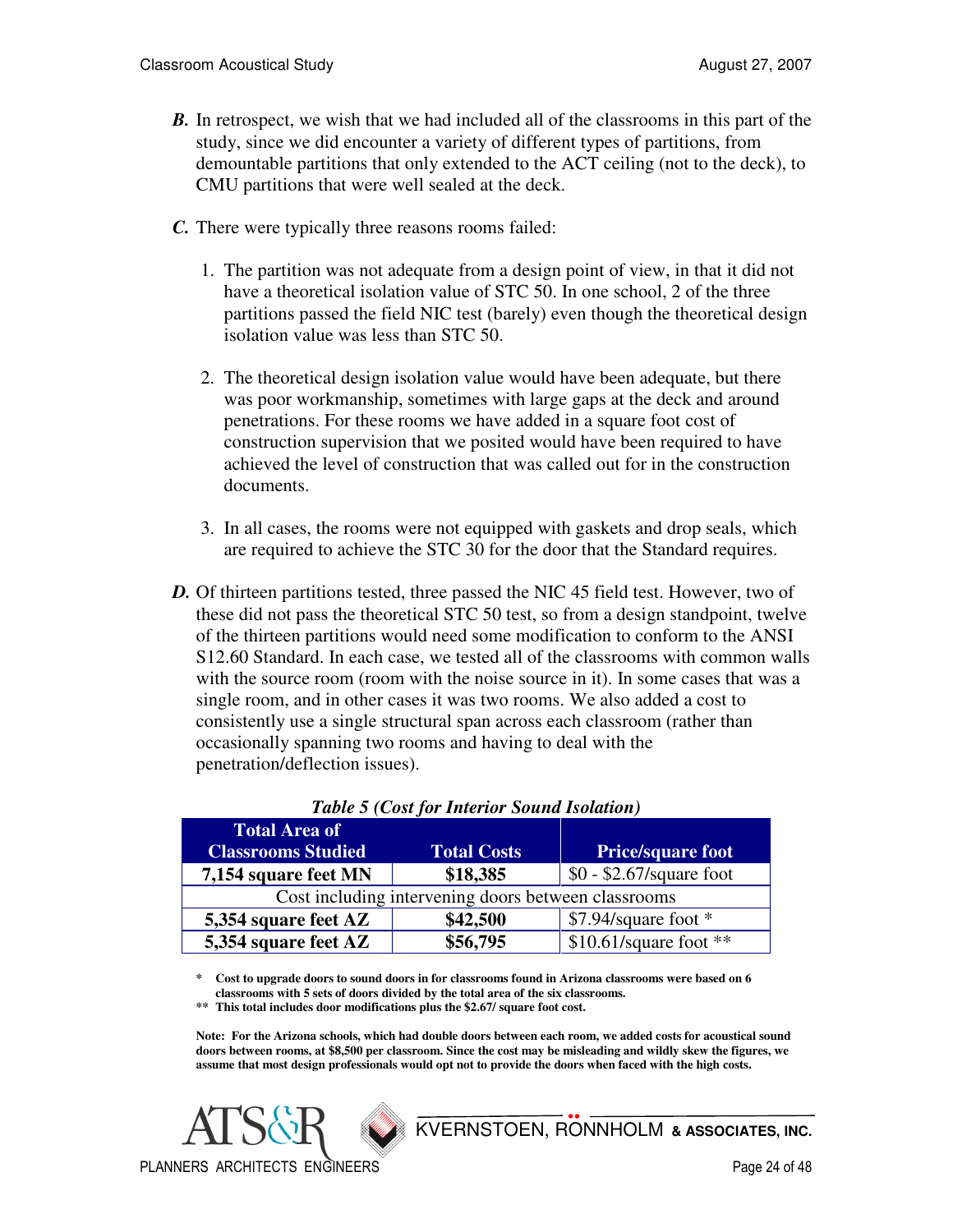***B.*** In retrospect, we wish that we had included all of the classrooms in this part of the study, since we did encounter a variety of different types of partitions, from demountable partitions that only extended to the ACT ceiling (not to the deck), to CMU partitions that were well sealed at the deck.

***C.*** There were typically three reasons rooms failed:

1. The partition was not adequate from a design point of view, in that it did not have a theoretical isolation value of STC 50. In one school, 2 of the three partitions passed the field NIC test (barely) even though the theoretical design isolation value was less than STC 50.

2. The theoretical design isolation value would have been adequate, but there was poor workmanship, sometimes with large gaps at the deck and around penetrations. For these rooms we have added in a square foot cost of construction supervision that we posited would have been required to have achieved the level of construction that was called out for in the construction documents.

3. In all cases, the rooms were not equipped with gaskets and drop seals, which are required to achieve the STC 30 for the door that the Standard requires.

***D.*** Of thirteen partitions tested, three passed the NIC 45 field test. However, two of these did not pass the theoretical STC 50 test, so from a design standpoint, twelve of the thirteen partitions would need some modification to conform to the ANSI S12.60 Standard. In each case, we tested all of the classrooms with common walls with the source room (room with the noise source in it). In some cases that was a single room, and in other cases it was two rooms. We also added a cost to consistently use a single structural span across each classroom (rather than occasionally spanning two rooms and having to deal with the penetration/deflection issues).

***Table 5 (Cost for Interior Sound Isolation)***

| Total Area of Classrooms Studied | Total Costs | Price/square foot |
|---|---|---|
| **7,154 square feet MN** | **$18,385** | $0 - $2.67/square foot |
| Cost including intervening doors between classrooms | | |
| **5,354 square feet AZ** | **$42,500** | $7.94/square foot * |
| **5,354 square feet AZ** | **$56,795** | $10.61/square foot ** |

**\* Cost to upgrade doors to sound doors in for classrooms found in Arizona classrooms were based on 6 classrooms with 5 sets of doors divided by the total area of the six classrooms.**

**\*\* This total includes door modifications plus the $2.67/ square foot cost.**

**Note: For the Arizona schools, which had double doors between each room, we added costs for acoustical sound doors between rooms, at $8,500 per classroom. Since the cost may be misleading and wildly skew the figures, we assume that most design professionals would opt not to provide the doors when faced with the high costs.**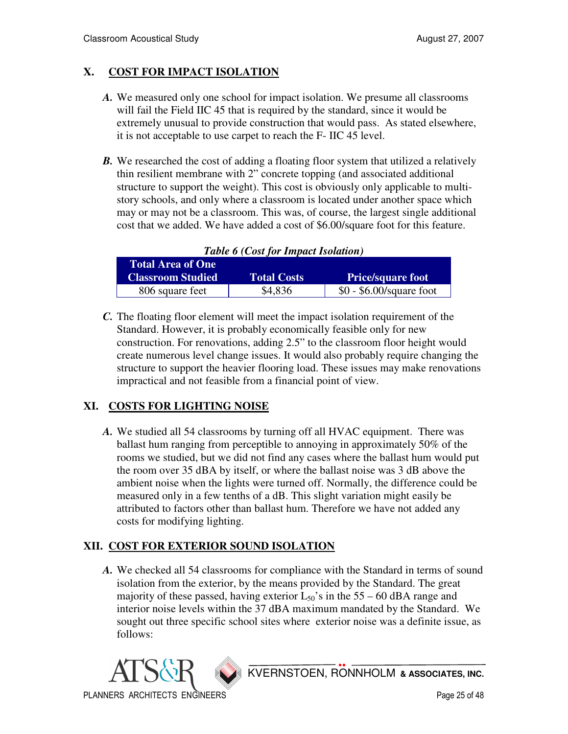## X. COST FOR IMPACT ISOLATION

***A.*** We measured only one school for impact isolation. We presume all classrooms will fail the Field IIC 45 that is required by the standard, since it would be extremely unusual to provide construction that would pass. As stated elsewhere, it is not acceptable to use carpet to reach the F- IIC 45 level.

***B.*** We researched the cost of adding a floating floor system that utilized a relatively thin resilient membrane with 2" concrete topping (and associated additional structure to support the weight). This cost is obviously only applicable to multi-story schools, and only where a classroom is located under another space which may or may not be a classroom. This was, of course, the largest single additional cost that we added. We have added a cost of $6.00/square foot for this feature.

***Table 6 (Cost for Impact Isolation)***

| Total Area of One Classroom Studied | Total Costs | Price/square foot |
|---|---|---|
| 806 square feet | $4,836 | $0 - $6.00/square foot |

***C.*** The floating floor element will meet the impact isolation requirement of the Standard. However, it is probably economically feasible only for new construction. For renovations, adding 2.5" to the classroom floor height would create numerous level change issues. It would also probably require changing the structure to support the heavier flooring load. These issues may make renovations impractical and not feasible from a financial point of view.

## XI. COSTS FOR LIGHTING NOISE

***A.*** We studied all 54 classrooms by turning off all HVAC equipment. There was ballast hum ranging from perceptible to annoying in approximately 50% of the rooms we studied, but we did not find any cases where the ballast hum would put the room over 35 dBA by itself, or where the ballast noise was 3 dB above the ambient noise when the lights were turned off. Normally, the difference could be measured only in a few tenths of a dB. This slight variation might easily be attributed to factors other than ballast hum. Therefore we have not added any costs for modifying lighting.

## XII. COST FOR EXTERIOR SOUND ISOLATION

***A.*** We checked all 54 classrooms for compliance with the Standard in terms of sound isolation from the exterior, by the means provided by the Standard. The great majority of these passed, having exterior $L_{50}$'s in the 55 – 60 dBA range and interior noise levels within the 37 dBA maximum mandated by the Standard. We sought out three specific school sites where exterior noise was a definite issue, as follows: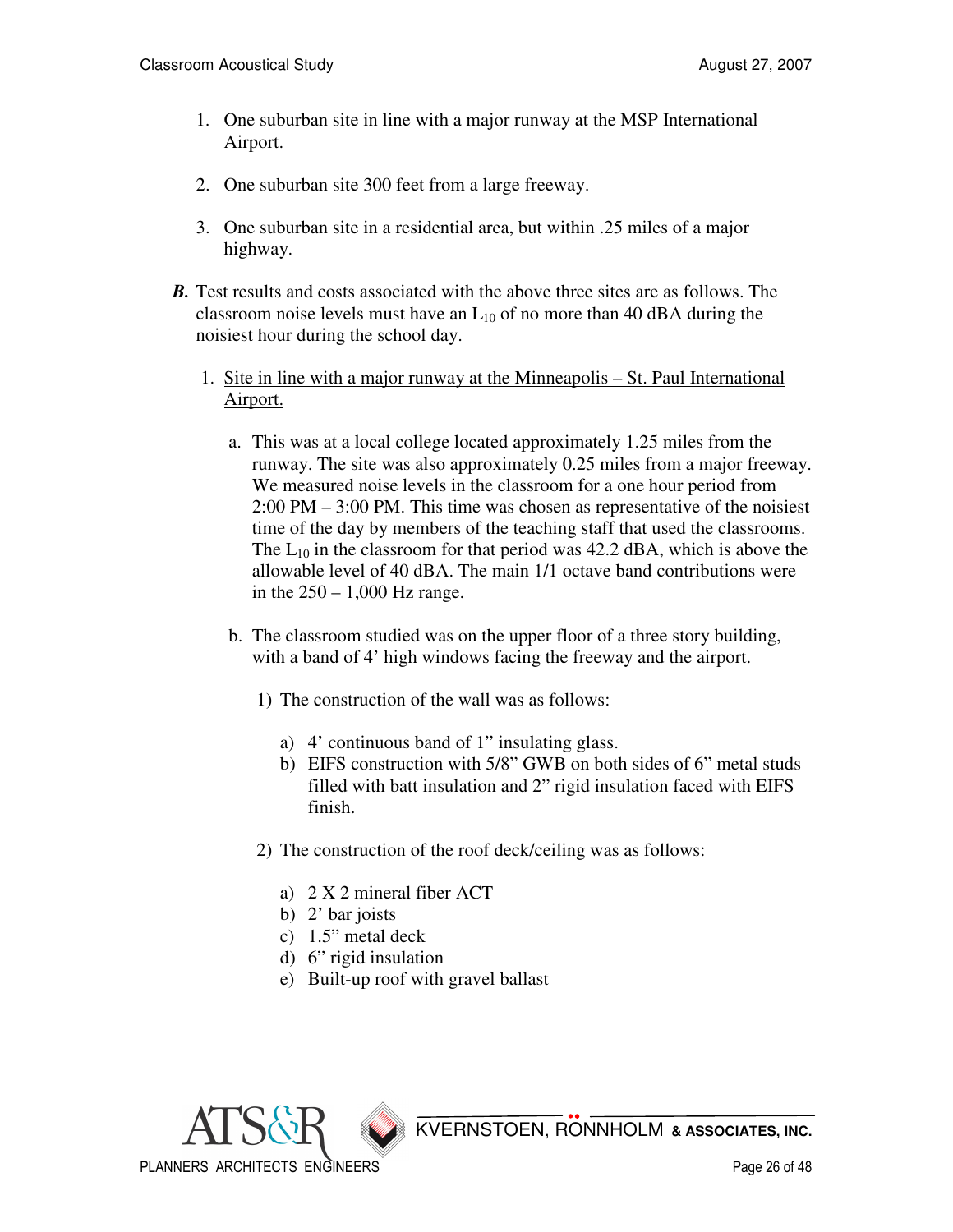1. One suburban site in line with a major runway at the MSP International Airport.

2. One suburban site 300 feet from a large freeway.

3. One suburban site in a residential area, but within .25 miles of a major highway.

***B.*** Test results and costs associated with the above three sites are as follows. The classroom noise levels must have an $L_{10}$ of no more than 40 dBA during the noisiest hour during the school day.

1. Site in line with a major runway at the Minneapolis – St. Paul International Airport.

   a. This was at a local college located approximately 1.25 miles from the runway. The site was also approximately 0.25 miles from a major freeway. We measured noise levels in the classroom for a one hour period from 2:00 PM – 3:00 PM. This time was chosen as representative of the noisiest time of the day by members of the teaching staff that used the classrooms. The $L_{10}$ in the classroom for that period was 42.2 dBA, which is above the allowable level of 40 dBA. The main 1/1 octave band contributions were in the 250 – 1,000 Hz range.

   b. The classroom studied was on the upper floor of a three story building, with a band of 4' high windows facing the freeway and the airport.

      1) The construction of the wall was as follows:

         a) 4' continuous band of 1" insulating glass.
         b) EIFS construction with 5/8" GWB on both sides of 6" metal studs filled with batt insulation and 2" rigid insulation faced with EIFS finish.

      2) The construction of the roof deck/ceiling was as follows:

         a) 2 X 2 mineral fiber ACT
         b) 2' bar joists
         c) 1.5" metal deck
         d) 6" rigid insulation
         e) Built-up roof with gravel ballast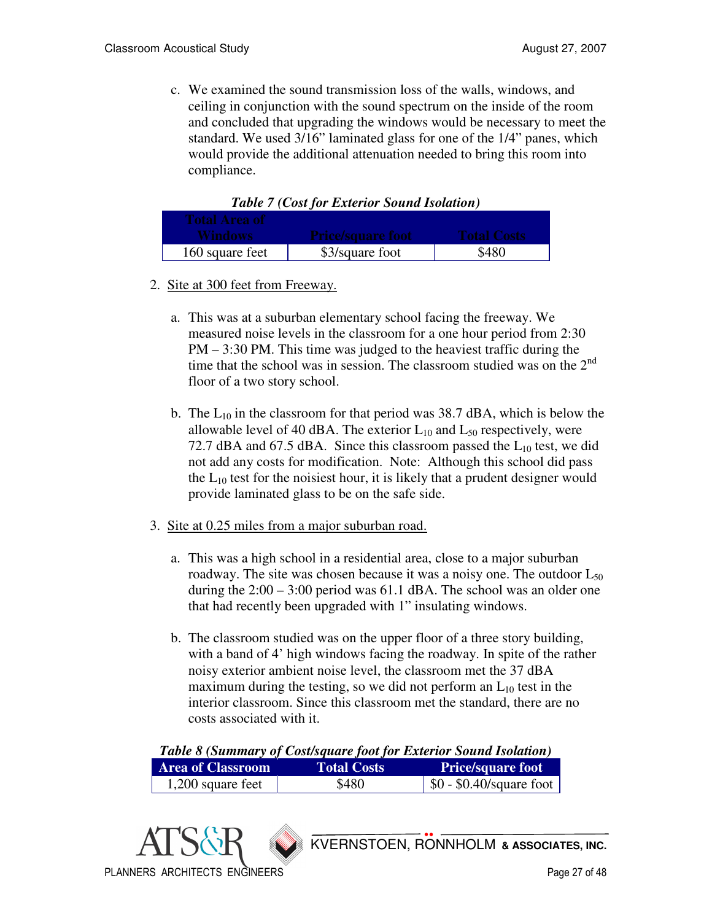c. We examined the sound transmission loss of the walls, windows, and ceiling in conjunction with the sound spectrum on the inside of the room and concluded that upgrading the windows would be necessary to meet the standard. We used 3/16" laminated glass for one of the 1/4" panes, which would provide the additional attenuation needed to bring this room into compliance.

***Table 7 (Cost for Exterior Sound Isolation)***

| Total Area of Windows | Price/square foot | Total Costs |
|---|---|---|
| 160 square feet | $3/square foot | $480 |

2. Site at 300 feet from Freeway.

   a. This was at a suburban elementary school facing the freeway. We measured noise levels in the classroom for a one hour period from 2:30 PM – 3:30 PM. This time was judged to the heaviest traffic during the time that the school was in session. The classroom studied was on the 2nd floor of a two story school.

   b. The $L_{10}$ in the classroom for that period was 38.7 dBA, which is below the allowable level of 40 dBA. The exterior $L_{10}$ and $L_{50}$ respectively, were 72.7 dBA and 67.5 dBA. Since this classroom passed the $L_{10}$ test, we did not add any costs for modification. Note: Although this school did pass the $L_{10}$ test for the noisiest hour, it is likely that a prudent designer would provide laminated glass to be on the safe side.

3. Site at 0.25 miles from a major suburban road.

   a. This was a high school in a residential area, close to a major suburban roadway. The site was chosen because it was a noisy one. The outdoor $L_{50}$ during the 2:00 – 3:00 period was 61.1 dBA. The school was an older one that had recently been upgraded with 1" insulating windows.

   b. The classroom studied was on the upper floor of a three story building, with a band of 4' high windows facing the roadway. In spite of the rather noisy exterior ambient noise level, the classroom met the 37 dBA maximum during the testing, so we did not perform an $L_{10}$ test in the interior classroom. Since this classroom met the standard, there are no costs associated with it.

***Table 8 (Summary of Cost/square foot for Exterior Sound Isolation)***

| Area of Classroom | Total Costs | Price/square foot |
|---|---|---|
| 1,200 square feet | $480 | $0 - $0.40/square foot |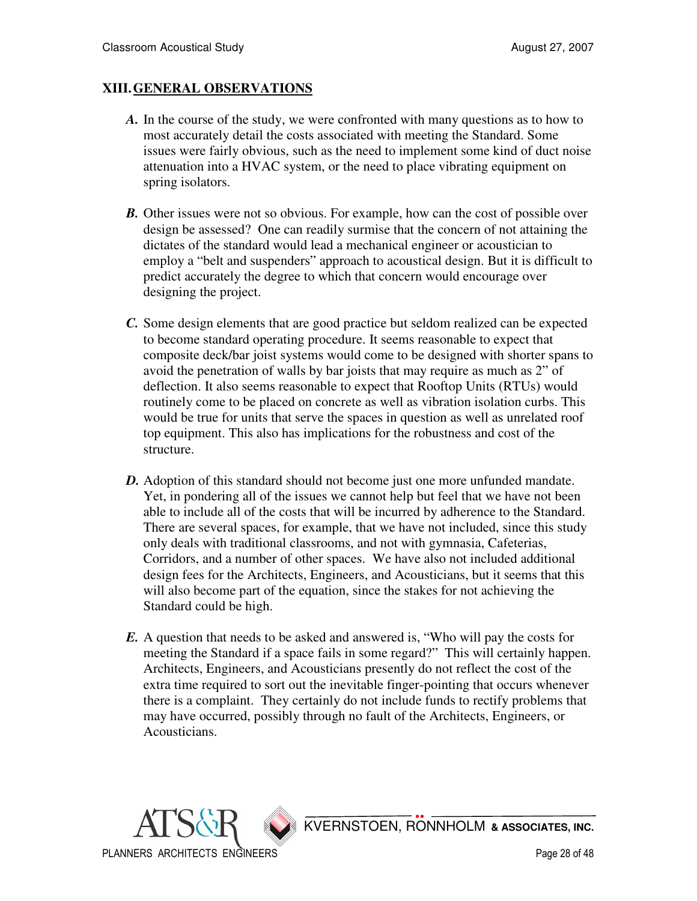## XIII. GENERAL OBSERVATIONS

***A.*** In the course of the study, we were confronted with many questions as to how to most accurately detail the costs associated with meeting the Standard. Some issues were fairly obvious, such as the need to implement some kind of duct noise attenuation into a HVAC system, or the need to place vibrating equipment on spring isolators.

***B.*** Other issues were not so obvious. For example, how can the cost of possible over design be assessed? One can readily surmise that the concern of not attaining the dictates of the standard would lead a mechanical engineer or acoustician to employ a "belt and suspenders" approach to acoustical design. But it is difficult to predict accurately the degree to which that concern would encourage over designing the project.

***C.*** Some design elements that are good practice but seldom realized can be expected to become standard operating procedure. It seems reasonable to expect that composite deck/bar joist systems would come to be designed with shorter spans to avoid the penetration of walls by bar joists that may require as much as 2" of deflection. It also seems reasonable to expect that Rooftop Units (RTUs) would routinely come to be placed on concrete as well as vibration isolation curbs. This would be true for units that serve the spaces in question as well as unrelated roof top equipment. This also has implications for the robustness and cost of the structure.

***D.*** Adoption of this standard should not become just one more unfunded mandate. Yet, in pondering all of the issues we cannot help but feel that we have not been able to include all of the costs that will be incurred by adherence to the Standard. There are several spaces, for example, that we have not included, since this study only deals with traditional classrooms, and not with gymnasia, Cafeterias, Corridors, and a number of other spaces. We have also not included additional design fees for the Architects, Engineers, and Acousticians, but it seems that this will also become part of the equation, since the stakes for not achieving the Standard could be high.

***E.*** A question that needs to be asked and answered is, "Who will pay the costs for meeting the Standard if a space fails in some regard?" This will certainly happen. Architects, Engineers, and Acousticians presently do not reflect the cost of the extra time required to sort out the inevitable finger-pointing that occurs whenever there is a complaint. They certainly do not include funds to rectify problems that may have occurred, possibly through no fault of the Architects, Engineers, or Acousticians.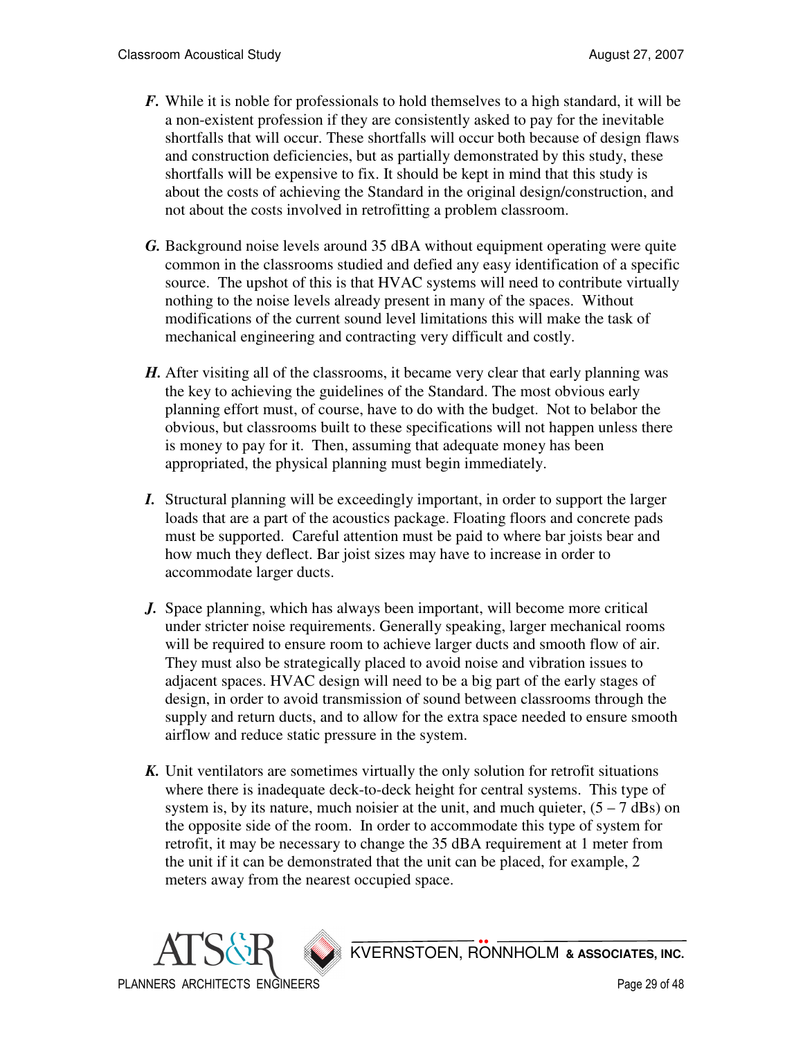***F.*** While it is noble for professionals to hold themselves to a high standard, it will be a non-existent profession if they are consistently asked to pay for the inevitable shortfalls that will occur. These shortfalls will occur both because of design flaws and construction deficiencies, but as partially demonstrated by this study, these shortfalls will be expensive to fix. It should be kept in mind that this study is about the costs of achieving the Standard in the original design/construction, and not about the costs involved in retrofitting a problem classroom.

***G.*** Background noise levels around 35 dBA without equipment operating were quite common in the classrooms studied and defied any easy identification of a specific source. The upshot of this is that HVAC systems will need to contribute virtually nothing to the noise levels already present in many of the spaces. Without modifications of the current sound level limitations this will make the task of mechanical engineering and contracting very difficult and costly.

***H.*** After visiting all of the classrooms, it became very clear that early planning was the key to achieving the guidelines of the Standard. The most obvious early planning effort must, of course, have to do with the budget. Not to belabor the obvious, but classrooms built to these specifications will not happen unless there is money to pay for it. Then, assuming that adequate money has been appropriated, the physical planning must begin immediately.

***I.*** Structural planning will be exceedingly important, in order to support the larger loads that are a part of the acoustics package. Floating floors and concrete pads must be supported. Careful attention must be paid to where bar joists bear and how much they deflect. Bar joist sizes may have to increase in order to accommodate larger ducts.

***J.*** Space planning, which has always been important, will become more critical under stricter noise requirements. Generally speaking, larger mechanical rooms will be required to ensure room to achieve larger ducts and smooth flow of air. They must also be strategically placed to avoid noise and vibration issues to adjacent spaces. HVAC design will need to be a big part of the early stages of design, in order to avoid transmission of sound between classrooms through the supply and return ducts, and to allow for the extra space needed to ensure smooth airflow and reduce static pressure in the system.

***K.*** Unit ventilators are sometimes virtually the only solution for retrofit situations where there is inadequate deck-to-deck height for central systems. This type of system is, by its nature, much noisier at the unit, and much quieter, (5 – 7 dBs) on the opposite side of the room. In order to accommodate this type of system for retrofit, it may be necessary to change the 35 dBA requirement at 1 meter from the unit if it can be demonstrated that the unit can be placed, for example, 2 meters away from the nearest occupied space.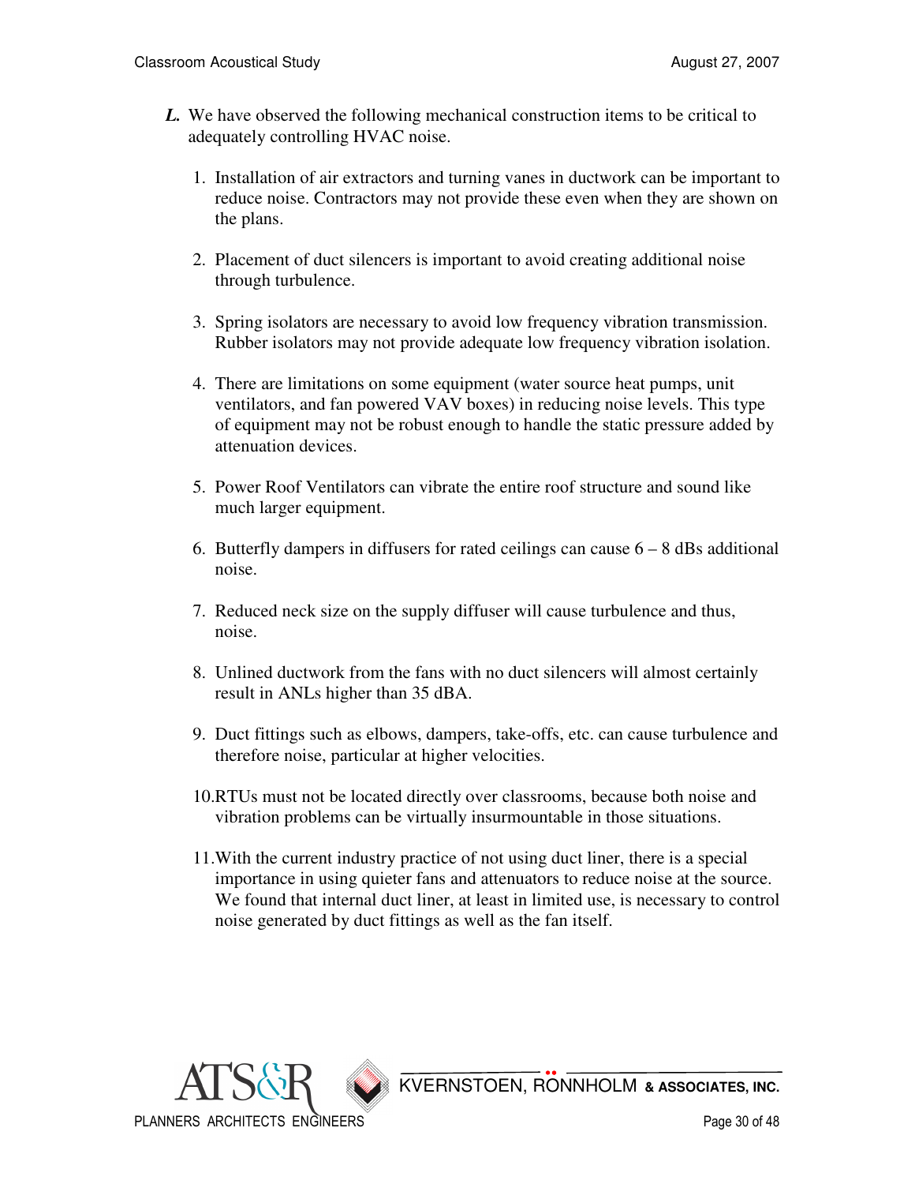***L.*** We have observed the following mechanical construction items to be critical to adequately controlling HVAC noise.

1. Installation of air extractors and turning vanes in ductwork can be important to reduce noise. Contractors may not provide these even when they are shown on the plans.

2. Placement of duct silencers is important to avoid creating additional noise through turbulence.

3. Spring isolators are necessary to avoid low frequency vibration transmission. Rubber isolators may not provide adequate low frequency vibration isolation.

4. There are limitations on some equipment (water source heat pumps, unit ventilators, and fan powered VAV boxes) in reducing noise levels. This type of equipment may not be robust enough to handle the static pressure added by attenuation devices.

5. Power Roof Ventilators can vibrate the entire roof structure and sound like much larger equipment.

6. Butterfly dampers in diffusers for rated ceilings can cause 6 – 8 dBs additional noise.

7. Reduced neck size on the supply diffuser will cause turbulence and thus, noise.

8. Unlined ductwork from the fans with no duct silencers will almost certainly result in ANLs higher than 35 dBA.

9. Duct fittings such as elbows, dampers, take-offs, etc. can cause turbulence and therefore noise, particular at higher velocities.

10. RTUs must not be located directly over classrooms, because both noise and vibration problems can be virtually insurmountable in those situations.

11. With the current industry practice of not using duct liner, there is a special importance in using quieter fans and attenuators to reduce noise at the source. We found that internal duct liner, at least in limited use, is necessary to control noise generated by duct fittings as well as the fan itself.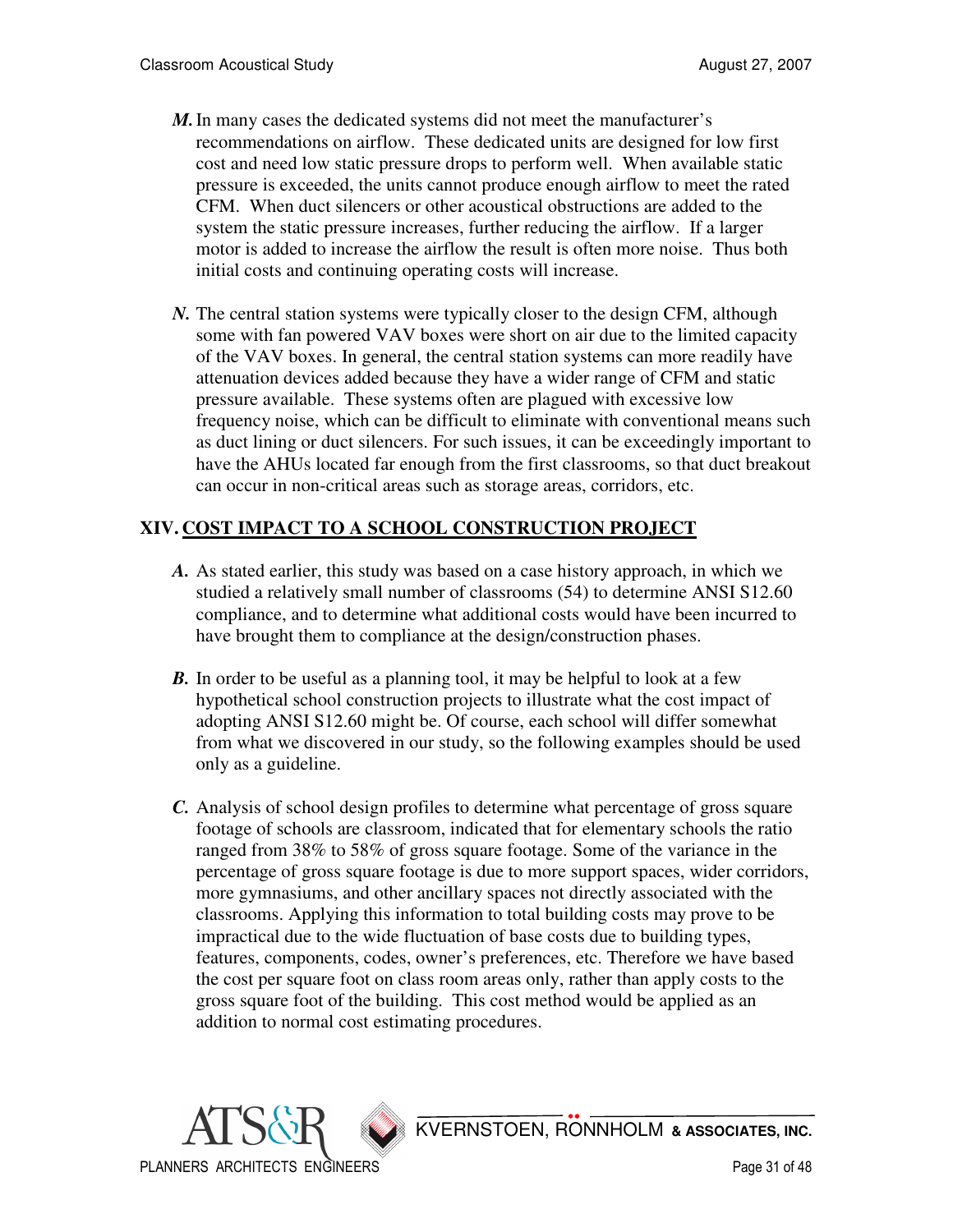***M.*** In many cases the dedicated systems did not meet the manufacturer's recommendations on airflow. These dedicated units are designed for low first cost and need low static pressure drops to perform well. When available static pressure is exceeded, the units cannot produce enough airflow to meet the rated CFM. When duct silencers or other acoustical obstructions are added to the system the static pressure increases, further reducing the airflow. If a larger motor is added to increase the airflow the result is often more noise. Thus both initial costs and continuing operating costs will increase.

***N.*** The central station systems were typically closer to the design CFM, although some with fan powered VAV boxes were short on air due to the limited capacity of the VAV boxes. In general, the central station systems can more readily have attenuation devices added because they have a wider range of CFM and static pressure available. These systems often are plagued with excessive low frequency noise, which can be difficult to eliminate with conventional means such as duct lining or duct silencers. For such issues, it can be exceedingly important to have the AHUs located far enough from the first classrooms, so that duct breakout can occur in non-critical areas such as storage areas, corridors, etc.

## XIV. <u>COST IMPACT TO A SCHOOL CONSTRUCTION PROJECT</u>

***A.*** As stated earlier, this study was based on a case history approach, in which we studied a relatively small number of classrooms (54) to determine ANSI S12.60 compliance, and to determine what additional costs would have been incurred to have brought them to compliance at the design/construction phases.

***B.*** In order to be useful as a planning tool, it may be helpful to look at a few hypothetical school construction projects to illustrate what the cost impact of adopting ANSI S12.60 might be. Of course, each school will differ somewhat from what we discovered in our study, so the following examples should be used only as a guideline.

***C.*** Analysis of school design profiles to determine what percentage of gross square footage of schools are classroom, indicated that for elementary schools the ratio ranged from 38% to 58% of gross square footage. Some of the variance in the percentage of gross square footage is due to more support spaces, wider corridors, more gymnasiums, and other ancillary spaces not directly associated with the classrooms. Applying this information to total building costs may prove to be impractical due to the wide fluctuation of base costs due to building types, features, components, codes, owner's preferences, etc. Therefore we have based the cost per square foot on class room areas only, rather than apply costs to the gross square foot of the building. This cost method would be applied as an addition to normal cost estimating procedures.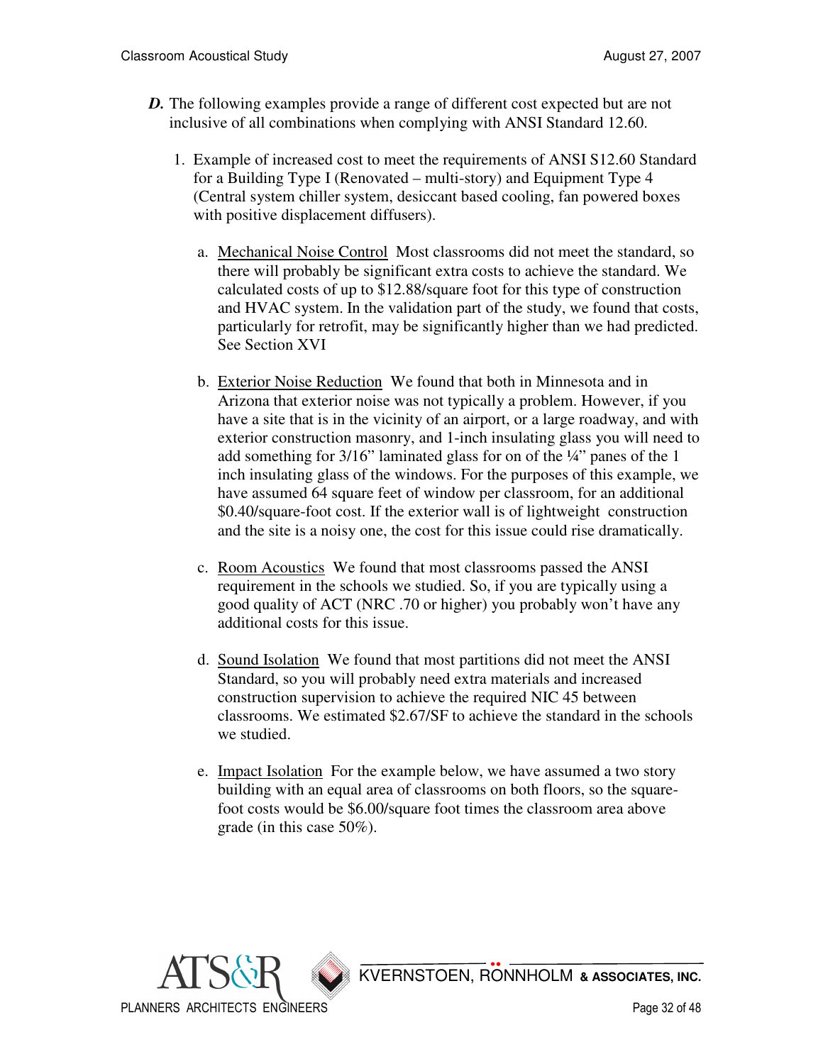***D.*** The following examples provide a range of different cost expected but are not inclusive of all combinations when complying with ANSI Standard 12.60.

1. Example of increased cost to meet the requirements of ANSI S12.60 Standard for a Building Type I (Renovated – multi-story) and Equipment Type 4 (Central system chiller system, desiccant based cooling, fan powered boxes with positive displacement diffusers).

   a. <u>Mechanical Noise Control</u> Most classrooms did not meet the standard, so there will probably be significant extra costs to achieve the standard. We calculated costs of up to $12.88/square foot for this type of construction and HVAC system. In the validation part of the study, we found that costs, particularly for retrofit, may be significantly higher than we had predicted. See Section XVI

   b. <u>Exterior Noise Reduction</u> We found that both in Minnesota and in Arizona that exterior noise was not typically a problem. However, if you have a site that is in the vicinity of an airport, or a large roadway, and with exterior construction masonry, and 1-inch insulating glass you will need to add something for 3/16" laminated glass for on of the ¼" panes of the 1 inch insulating glass of the windows. For the purposes of this example, we have assumed 64 square feet of window per classroom, for an additional $0.40/square-foot cost. If the exterior wall is of lightweight construction and the site is a noisy one, the cost for this issue could rise dramatically.

   c. <u>Room Acoustics</u> We found that most classrooms passed the ANSI requirement in the schools we studied. So, if you are typically using a good quality of ACT (NRC .70 or higher) you probably won't have any additional costs for this issue.

   d. <u>Sound Isolation</u> We found that most partitions did not meet the ANSI Standard, so you will probably need extra materials and increased construction supervision to achieve the required NIC 45 between classrooms. We estimated $2.67/SF to achieve the standard in the schools we studied.

   e. <u>Impact Isolation</u> For the example below, we have assumed a two story building with an equal area of classrooms on both floors, so the square-foot costs would be $6.00/square foot times the classroom area above grade (in this case 50%).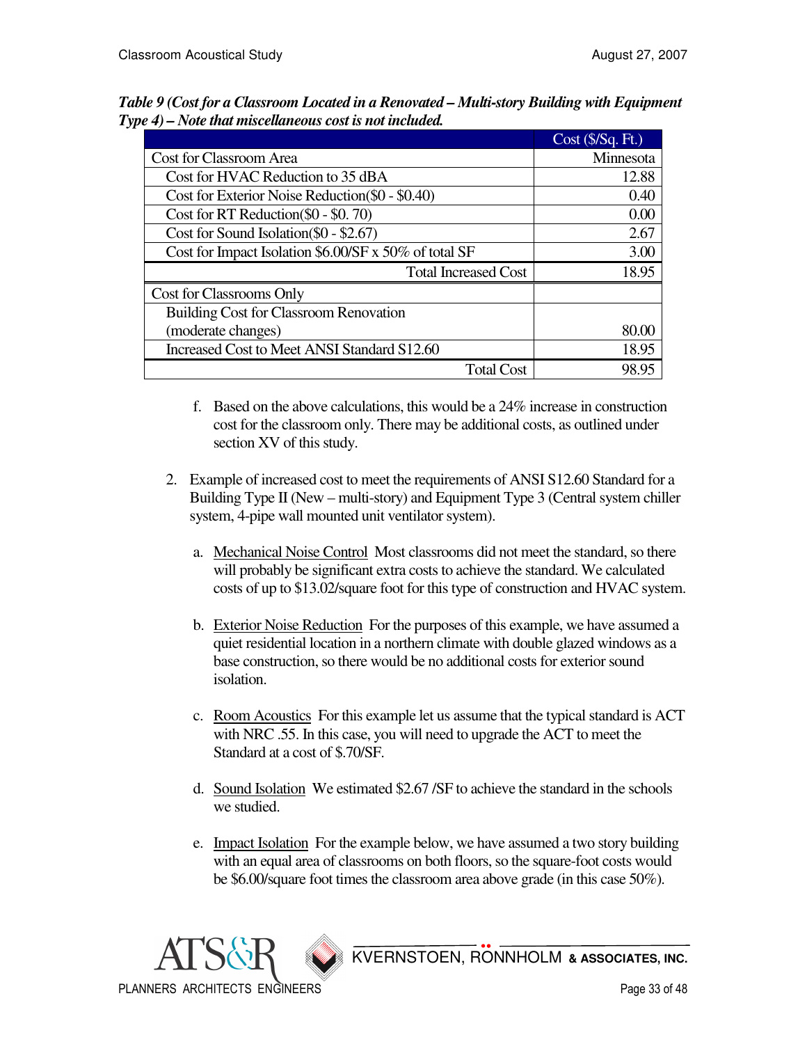***Table 9 (Cost for a Classroom Located in a Renovated – Multi-story Building with Equipment Type 4) – Note that miscellaneous cost is not included.***

| | Cost ($/Sq. Ft.) |
|---|---|
| Cost for Classroom Area | Minnesota |
| Cost for HVAC Reduction to 35 dBA | 12.88 |
| Cost for Exterior Noise Reduction($0 - $0.40) | 0.40 |
| Cost for RT Reduction($0 - $0. 70) | 0.00 |
| Cost for Sound Isolation($0 - $2.67) | 2.67 |
| Cost for Impact Isolation $6.00/SF x 50% of total SF | 3.00 |
| Total Increased Cost | 18.95 |
| Cost for Classrooms Only | |
| Building Cost for Classroom Renovation (moderate changes) | 80.00 |
| Increased Cost to Meet ANSI Standard S12.60 | 18.95 |
| Total Cost | 98.95 |

f. Based on the above calculations, this would be a 24% increase in construction cost for the classroom only. There may be additional costs, as outlined under section XV of this study.

2. Example of increased cost to meet the requirements of ANSI S12.60 Standard for a Building Type II (New – multi-story) and Equipment Type 3 (Central system chiller system, 4-pipe wall mounted unit ventilator system).

   a. Mechanical Noise Control Most classrooms did not meet the standard, so there will probably be significant extra costs to achieve the standard. We calculated costs of up to $13.02/square foot for this type of construction and HVAC system.

   b. Exterior Noise Reduction For the purposes of this example, we have assumed a quiet residential location in a northern climate with double glazed windows as a base construction, so there would be no additional costs for exterior sound isolation.

   c. Room Acoustics For this example let us assume that the typical standard is ACT with NRC .55. In this case, you will need to upgrade the ACT to meet the Standard at a cost of $.70/SF.

   d. Sound Isolation We estimated $2.67 /SF to achieve the standard in the schools we studied.

   e. Impact Isolation For the example below, we have assumed a two story building with an equal area of classrooms on both floors, so the square-foot costs would be $6.00/square foot times the classroom area above grade (in this case 50%).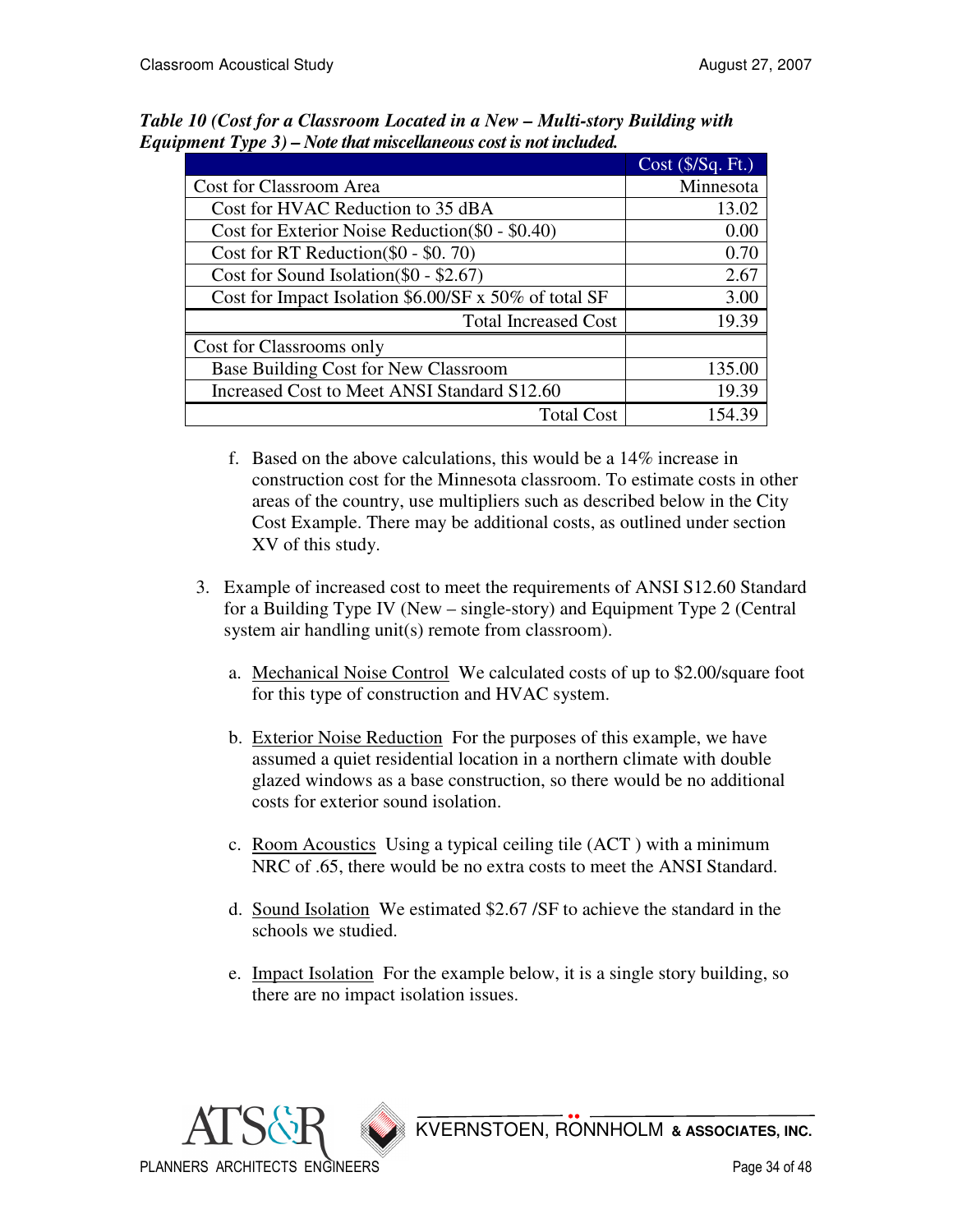***Table 10 (Cost for a Classroom Located in a New – Multi-story Building with Equipment Type 3) – Note that miscellaneous cost is not included.***

| | Cost ($/Sq. Ft.) |
|---|---|
| Cost for Classroom Area | Minnesota |
| Cost for HVAC Reduction to 35 dBA | 13.02 |
| Cost for Exterior Noise Reduction($0 - $0.40) | 0.00 |
| Cost for RT Reduction($0 - $0. 70) | 0.70 |
| Cost for Sound Isolation($0 - $2.67) | 2.67 |
| Cost for Impact Isolation $6.00/SF x 50% of total SF | 3.00 |
| Total Increased Cost | 19.39 |
| Cost for Classrooms only | |
| Base Building Cost for New Classroom | 135.00 |
| Increased Cost to Meet ANSI Standard S12.60 | 19.39 |
| Total Cost | 154.39 |

f. Based on the above calculations, this would be a 14% increase in construction cost for the Minnesota classroom. To estimate costs in other areas of the country, use multipliers such as described below in the City Cost Example. There may be additional costs, as outlined under section XV of this study.

3. Example of increased cost to meet the requirements of ANSI S12.60 Standard for a Building Type IV (New – single-story) and Equipment Type 2 (Central system air handling unit(s) remote from classroom).

   a. Mechanical Noise Control  We calculated costs of up to $2.00/square foot for this type of construction and HVAC system.

   b. Exterior Noise Reduction  For the purposes of this example, we have assumed a quiet residential location in a northern climate with double glazed windows as a base construction, so there would be no additional costs for exterior sound isolation.

   c. Room Acoustics  Using a typical ceiling tile (ACT ) with a minimum NRC of .65, there would be no extra costs to meet the ANSI Standard.

   d. Sound Isolation  We estimated $2.67 /SF to achieve the standard in the schools we studied.

   e. Impact Isolation  For the example below, it is a single story building, so there are no impact isolation issues.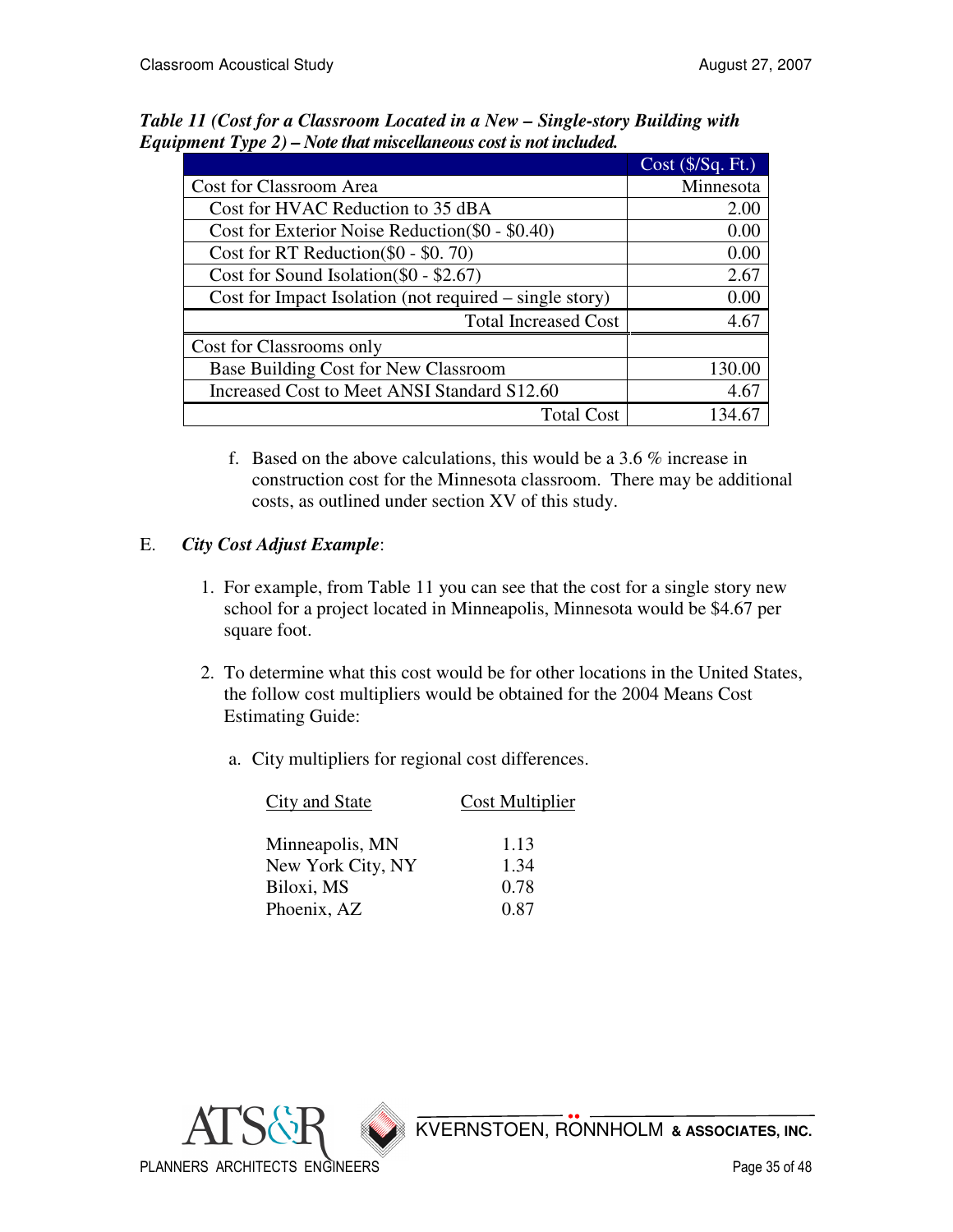***Table 11 (Cost for a Classroom Located in a New – Single-story Building with Equipment Type 2) – Note that miscellaneous cost is not included.***

| | Cost ($/Sq. Ft.) |
|---|---|
| Cost for Classroom Area | Minnesota |
| Cost for HVAC Reduction to 35 dBA | 2.00 |
| Cost for Exterior Noise Reduction($0 - $0.40) | 0.00 |
| Cost for RT Reduction($0 - $0. 70) | 0.00 |
| Cost for Sound Isolation($0 - $2.67) | 2.67 |
| Cost for Impact Isolation (not required – single story) | 0.00 |
| Total Increased Cost | 4.67 |
| Cost for Classrooms only | |
| Base Building Cost for New Classroom | 130.00 |
| Increased Cost to Meet ANSI Standard S12.60 | 4.67 |
| Total Cost | 134.67 |

f. Based on the above calculations, this would be a 3.6 % increase in construction cost for the Minnesota classroom. There may be additional costs, as outlined under section XV of this study.

E. ***City Cost Adjust Example***:

1. For example, from Table 11 you can see that the cost for a single story new school for a project located in Minneapolis, Minnesota would be $4.67 per square foot.

2. To determine what this cost would be for other locations in the United States, the follow cost multipliers would be obtained for the 2004 Means Cost Estimating Guide:

   a. City multipliers for regional cost differences.

| City and State | Cost Multiplier |
|---|---|
| Minneapolis, MN | 1.13 |
| New York City, NY | 1.34 |
| Biloxi, MS | 0.78 |
| Phoenix, AZ | 0.87 |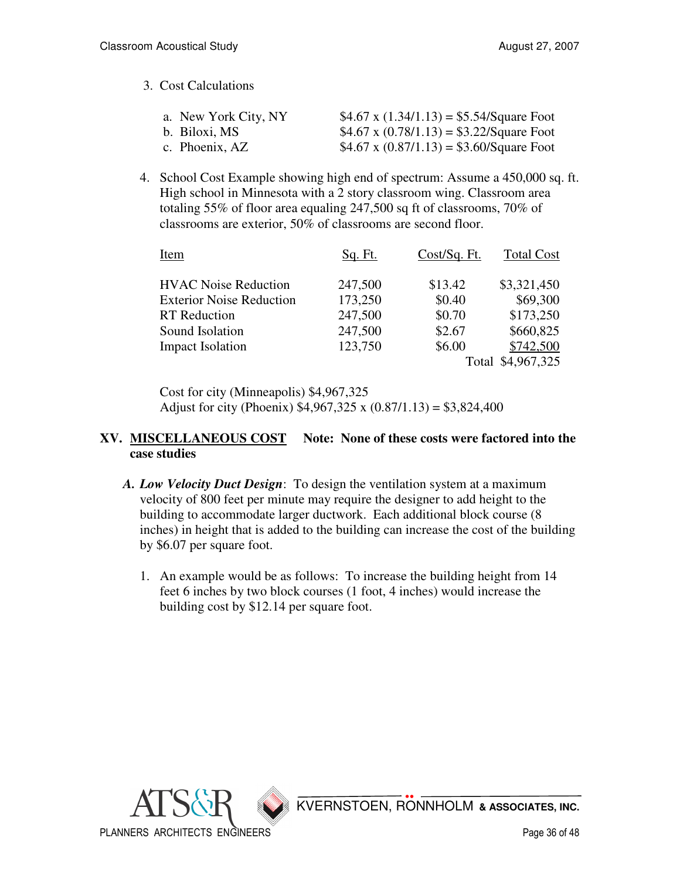3. Cost Calculations

   a. New York City, NY $\quad$ \$4.67 x (1.34/1.13) = \$5.54/Square Foot
   b. Biloxi, MS $\quad$ \$4.67 x (0.78/1.13) = \$3.22/Square Foot
   c. Phoenix, AZ $\quad$ \$4.67 x (0.87/1.13) = \$3.60/Square Foot

4. School Cost Example showing high end of spectrum: Assume a 450,000 sq. ft. High school in Minnesota with a 2 story classroom wing. Classroom area totaling 55% of floor area equaling 247,500 sq ft of classrooms, 70% of classrooms are exterior, 50% of classrooms are second floor.

| Item | Sq. Ft. | Cost/Sq. Ft. | Total Cost |
|---|---|---|---|
| HVAC Noise Reduction | 247,500 | \$13.42 | \$3,321,450 |
| Exterior Noise Reduction | 173,250 | \$0.40 | \$69,300 |
| RT Reduction | 247,500 | \$0.70 | \$173,250 |
| Sound Isolation | 247,500 | \$2.67 | \$660,825 |
| Impact Isolation | 123,750 | \$6.00 | \$742,500 |
| | | Total | \$4,967,325 |

Cost for city (Minneapolis) \$4,967,325
Adjust for city (Phoenix) \$4,967,325 x (0.87/1.13) = \$3,824,400

## XV. MISCELLANEOUS COST **Note: None of these costs were factored into the case studies**

**A. *Low Velocity Duct Design*:** To design the ventilation system at a maximum velocity of 800 feet per minute may require the designer to add height to the building to accommodate larger ductwork. Each additional block course (8 inches) in height that is added to the building can increase the cost of the building by \$6.07 per square foot.

1. An example would be as follows: To increase the building height from 14 feet 6 inches by two block courses (1 foot, 4 inches) would increase the building cost by \$12.14 per square foot.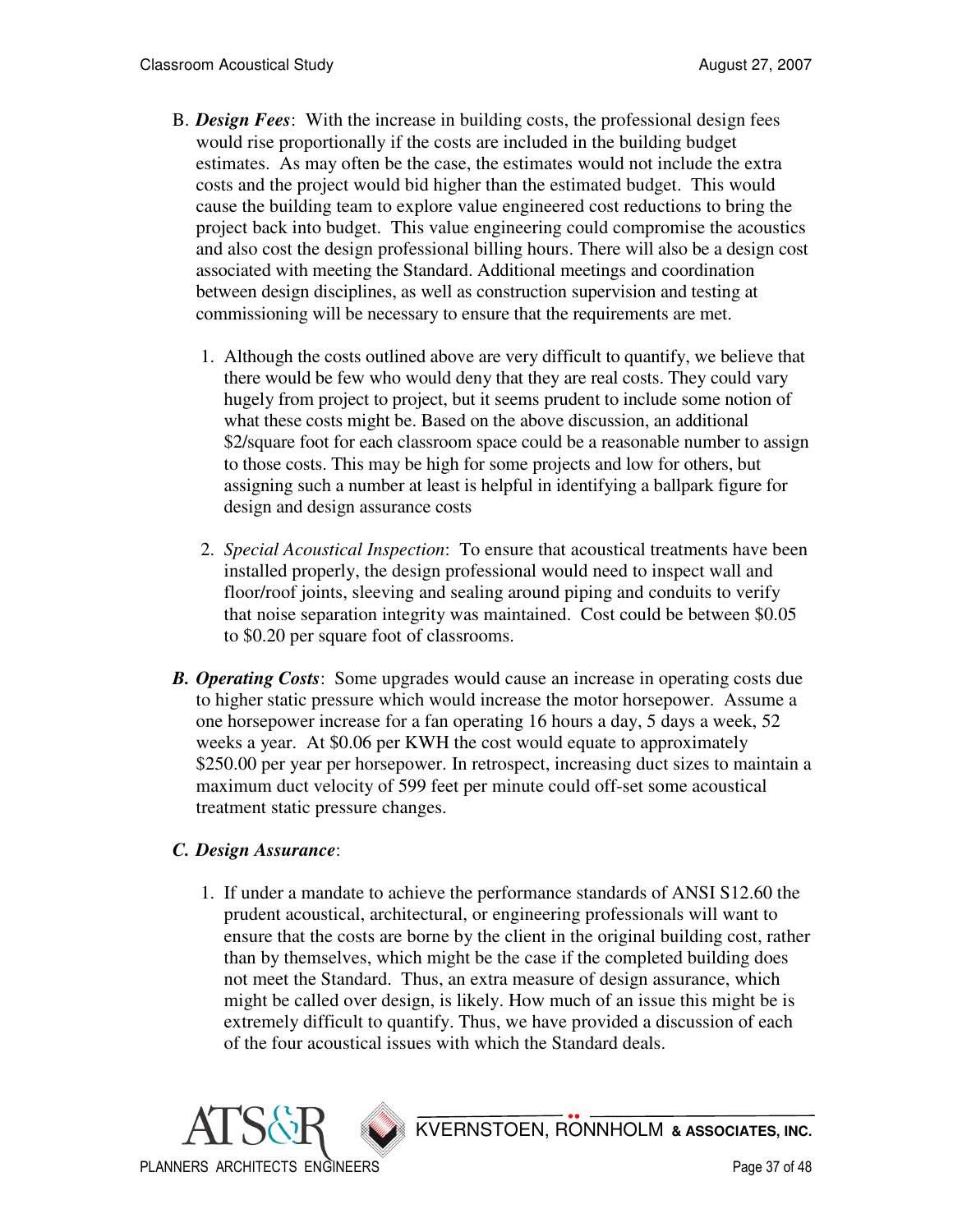B. ***Design Fees***: With the increase in building costs, the professional design fees would rise proportionally if the costs are included in the building budget estimates. As may often be the case, the estimates would not include the extra costs and the project would bid higher than the estimated budget. This would cause the building team to explore value engineered cost reductions to bring the project back into budget. This value engineering could compromise the acoustics and also cost the design professional billing hours. There will also be a design cost associated with meeting the Standard. Additional meetings and coordination between design disciplines, as well as construction supervision and testing at commissioning will be necessary to ensure that the requirements are met.

1. Although the costs outlined above are very difficult to quantify, we believe that there would be few who would deny that they are real costs. They could vary hugely from project to project, but it seems prudent to include some notion of what these costs might be. Based on the above discussion, an additional $2/square foot for each classroom space could be a reasonable number to assign to those costs. This may be high for some projects and low for others, but assigning such a number at least is helpful in identifying a ballpark figure for design and design assurance costs

2. *Special Acoustical Inspection*: To ensure that acoustical treatments have been installed properly, the design professional would need to inspect wall and floor/roof joints, sleeving and sealing around piping and conduits to verify that noise separation integrity was maintained. Cost could be between $0.05 to $0.20 per square foot of classrooms.

***B. Operating Costs***: Some upgrades would cause an increase in operating costs due to higher static pressure which would increase the motor horsepower. Assume a one horsepower increase for a fan operating 16 hours a day, 5 days a week, 52 weeks a year. At $0.06 per KWH the cost would equate to approximately $250.00 per year per horsepower. In retrospect, increasing duct sizes to maintain a maximum duct velocity of 599 feet per minute could off-set some acoustical treatment static pressure changes.

***C. Design Assurance***:

1. If under a mandate to achieve the performance standards of ANSI S12.60 the prudent acoustical, architectural, or engineering professionals will want to ensure that the costs are borne by the client in the original building cost, rather than by themselves, which might be the case if the completed building does not meet the Standard. Thus, an extra measure of design assurance, which might be called over design, is likely. How much of an issue this might be is extremely difficult to quantify. Thus, we have provided a discussion of each of the four acoustical issues with which the Standard deals.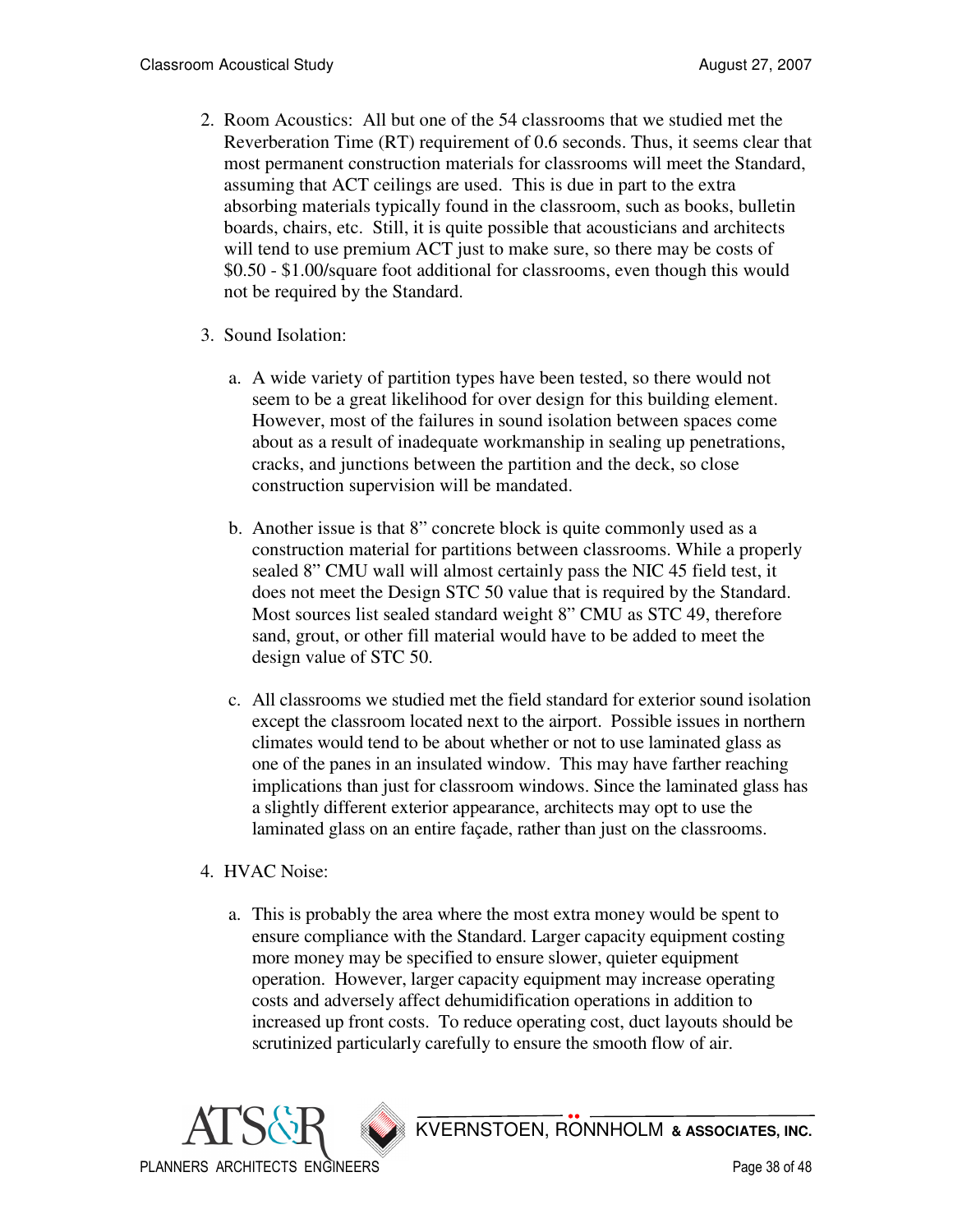2. Room Acoustics: All but one of the 54 classrooms that we studied met the Reverberation Time (RT) requirement of 0.6 seconds. Thus, it seems clear that most permanent construction materials for classrooms will meet the Standard, assuming that ACT ceilings are used. This is due in part to the extra absorbing materials typically found in the classroom, such as books, bulletin boards, chairs, etc. Still, it is quite possible that acousticians and architects will tend to use premium ACT just to make sure, so there may be costs of $0.50 - $1.00/square foot additional for classrooms, even though this would not be required by the Standard.

3. Sound Isolation:

   a. A wide variety of partition types have been tested, so there would not seem to be a great likelihood for over design for this building element. However, most of the failures in sound isolation between spaces come about as a result of inadequate workmanship in sealing up penetrations, cracks, and junctions between the partition and the deck, so close construction supervision will be mandated.

   b. Another issue is that 8" concrete block is quite commonly used as a construction material for partitions between classrooms. While a properly sealed 8" CMU wall will almost certainly pass the NIC 45 field test, it does not meet the Design STC 50 value that is required by the Standard. Most sources list sealed standard weight 8" CMU as STC 49, therefore sand, grout, or other fill material would have to be added to meet the design value of STC 50.

   c. All classrooms we studied met the field standard for exterior sound isolation except the classroom located next to the airport. Possible issues in northern climates would tend to be about whether or not to use laminated glass as one of the panes in an insulated window. This may have farther reaching implications than just for classroom windows. Since the laminated glass has a slightly different exterior appearance, architects may opt to use the laminated glass on an entire façade, rather than just on the classrooms.

4. HVAC Noise:

   a. This is probably the area where the most extra money would be spent to ensure compliance with the Standard. Larger capacity equipment costing more money may be specified to ensure slower, quieter equipment operation. However, larger capacity equipment may increase operating costs and adversely affect dehumidification operations in addition to increased up front costs. To reduce operating cost, duct layouts should be scrutinized particularly carefully to ensure the smooth flow of air.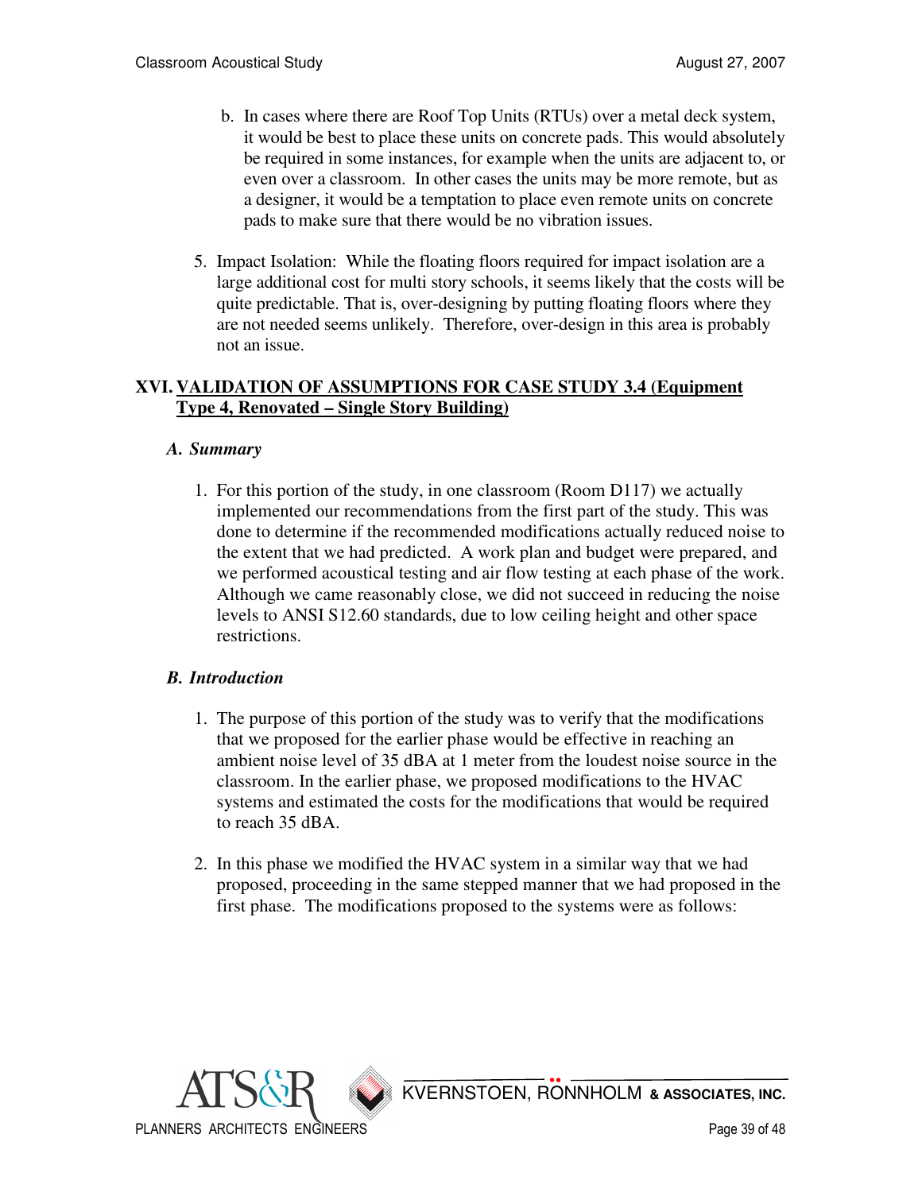b. In cases where there are Roof Top Units (RTUs) over a metal deck system, it would be best to place these units on concrete pads. This would absolutely be required in some instances, for example when the units are adjacent to, or even over a classroom. In other cases the units may be more remote, but as a designer, it would be a temptation to place even remote units on concrete pads to make sure that there would be no vibration issues.

5. Impact Isolation: While the floating floors required for impact isolation are a large additional cost for multi story schools, it seems likely that the costs will be quite predictable. That is, over-designing by putting floating floors where they are not needed seems unlikely. Therefore, over-design in this area is probably not an issue.

## XVI. VALIDATION OF ASSUMPTIONS FOR CASE STUDY 3.4 (Equipment Type 4, Renovated – Single Story Building)

### *A. Summary*

1. For this portion of the study, in one classroom (Room D117) we actually implemented our recommendations from the first part of the study. This was done to determine if the recommended modifications actually reduced noise to the extent that we had predicted. A work plan and budget were prepared, and we performed acoustical testing and air flow testing at each phase of the work. Although we came reasonably close, we did not succeed in reducing the noise levels to ANSI S12.60 standards, due to low ceiling height and other space restrictions.

### *B. Introduction*

1. The purpose of this portion of the study was to verify that the modifications that we proposed for the earlier phase would be effective in reaching an ambient noise level of 35 dBA at 1 meter from the loudest noise source in the classroom. In the earlier phase, we proposed modifications to the HVAC systems and estimated the costs for the modifications that would be required to reach 35 dBA.

2. In this phase we modified the HVAC system in a similar way that we had proposed, proceeding in the same stepped manner that we had proposed in the first phase. The modifications proposed to the systems were as follows: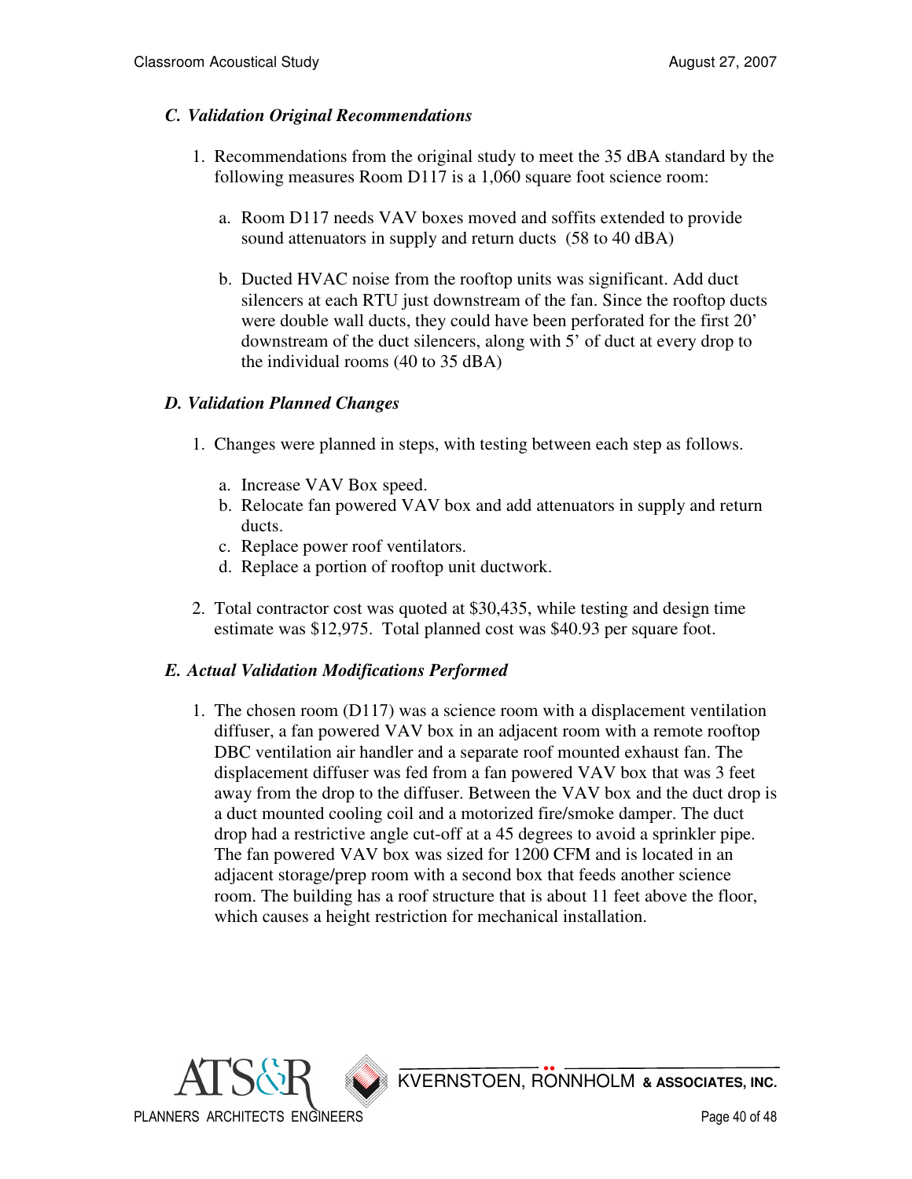### *C. Validation Original Recommendations*

1. Recommendations from the original study to meet the 35 dBA standard by the following measures Room D117 is a 1,060 square foot science room:

   a. Room D117 needs VAV boxes moved and soffits extended to provide sound attenuators in supply and return ducts (58 to 40 dBA)

   b. Ducted HVAC noise from the rooftop units was significant. Add duct silencers at each RTU just downstream of the fan. Since the rooftop ducts were double wall ducts, they could have been perforated for the first 20' downstream of the duct silencers, along with 5' of duct at every drop to the individual rooms (40 to 35 dBA)

### *D. Validation Planned Changes*

1. Changes were planned in steps, with testing between each step as follows.

   a. Increase VAV Box speed.
   b. Relocate fan powered VAV box and add attenuators in supply and return ducts.
   c. Replace power roof ventilators.
   d. Replace a portion of rooftop unit ductwork.

2. Total contractor cost was quoted at $30,435, while testing and design time estimate was $12,975. Total planned cost was $40.93 per square foot.

### *E. Actual Validation Modifications Performed*

1. The chosen room (D117) was a science room with a displacement ventilation diffuser, a fan powered VAV box in an adjacent room with a remote rooftop DBC ventilation air handler and a separate roof mounted exhaust fan. The displacement diffuser was fed from a fan powered VAV box that was 3 feet away from the drop to the diffuser. Between the VAV box and the duct drop is a duct mounted cooling coil and a motorized fire/smoke damper. The duct drop had a restrictive angle cut-off at a 45 degrees to avoid a sprinkler pipe. The fan powered VAV box was sized for 1200 CFM and is located in an adjacent storage/prep room with a second box that feeds another science room. The building has a roof structure that is about 11 feet above the floor, which causes a height restriction for mechanical installation.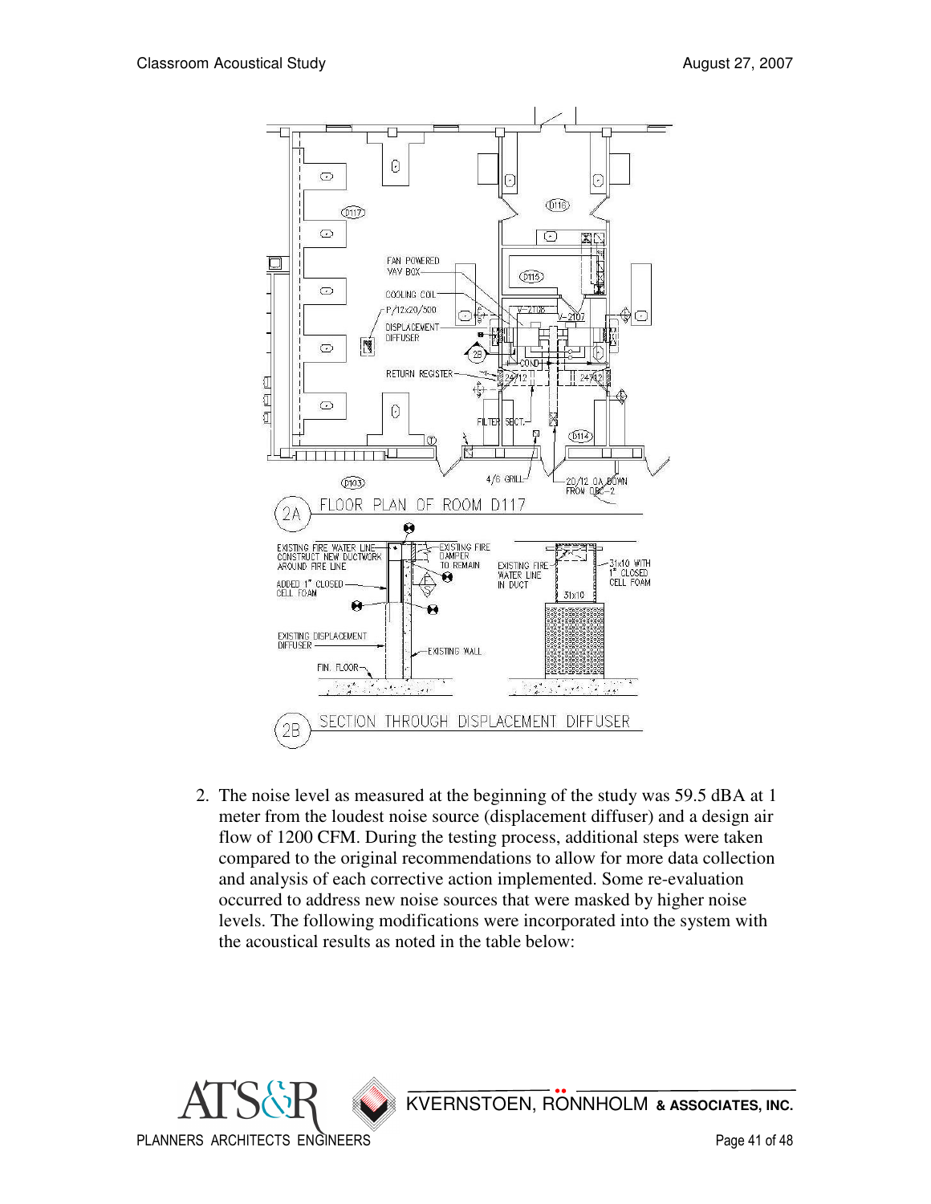2A FLOOR PLAN OF ROOM D117

2B SECTION THROUGH DISPLACEMENT DIFFUSER

2. The noise level as measured at the beginning of the study was 59.5 dBA at 1 meter from the loudest noise source (displacement diffuser) and a design air flow of 1200 CFM. During the testing process, additional steps were taken compared to the original recommendations to allow for more data collection and analysis of each corrective action implemented. Some re-evaluation occurred to address new noise sources that were masked by higher noise levels. The following modifications were incorporated into the system with the acoustical results as noted in the table below: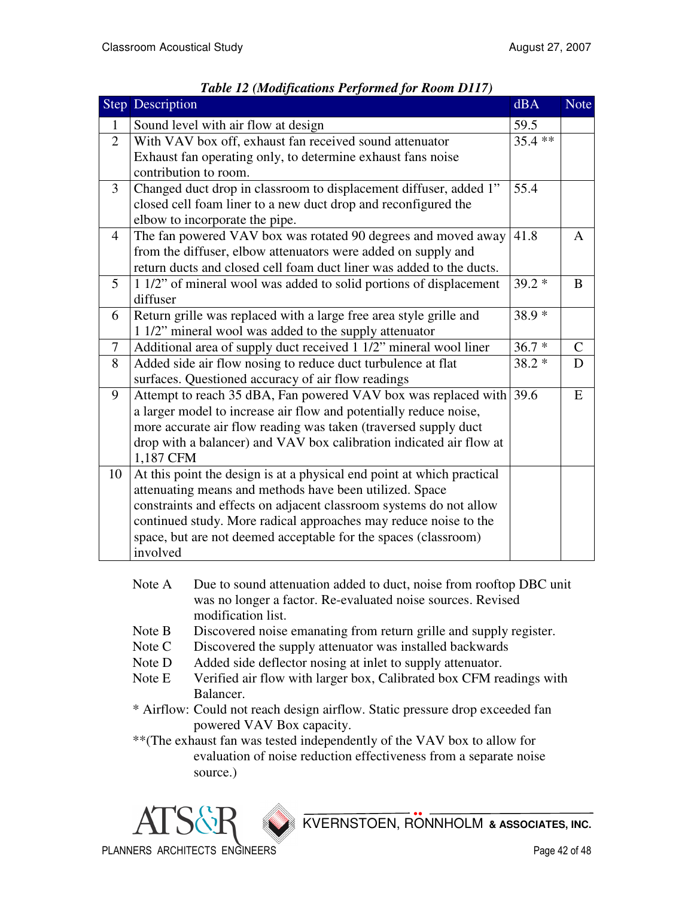***Table 12 (Modifications Performed for Room D117)***

| Step | Description | dBA | Note |
|---|---|---|---|
| 1 | Sound level with air flow at design | 59.5 | |
| 2 | With VAV box off, exhaust fan received sound attenuator Exhaust fan operating only, to determine exhaust fans noise contribution to room. | 35.4 ** | |
| 3 | Changed duct drop in classroom to displacement diffuser, added 1" closed cell foam liner to a new duct drop and reconfigured the elbow to incorporate the pipe. | 55.4 | |
| 4 | The fan powered VAV box was rotated 90 degrees and moved away from the diffuser, elbow attenuators were added on supply and return ducts and closed cell foam duct liner was added to the ducts. | 41.8 | A |
| 5 | 1 1/2" of mineral wool was added to solid portions of displacement diffuser | 39.2 * | B |
| 6 | Return grille was replaced with a large free area style grille and 1 1/2" mineral wool was added to the supply attenuator | 38.9 * | |
| 7 | Additional area of supply duct received 1 1/2" mineral wool liner | 36.7 * | C |
| 8 | Added side air flow nosing to reduce duct turbulence at flat surfaces. Questioned accuracy of air flow readings | 38.2 * | D |
| 9 | Attempt to reach 35 dBA, Fan powered VAV box was replaced with a larger model to increase air flow and potentially reduce noise, more accurate air flow reading was taken (traversed supply duct drop with a balancer) and VAV box calibration indicated air flow at 1,187 CFM | 39.6 | E |
| 10 | At this point the design is at a physical end point at which practical attenuating means and methods have been utilized. Space constraints and effects on adjacent classroom systems do not allow continued study. More radical approaches may reduce noise to the space, but are not deemed acceptable for the spaces (classroom) involved | | |

Note A Due to sound attenuation added to duct, noise from rooftop DBC unit was no longer a factor. Re-evaluated noise sources. Revised modification list.

Note B Discovered noise emanating from return grille and supply register.

Note C Discovered the supply attenuator was installed backwards

Note D Added side deflector nosing at inlet to supply attenuator.

Note E Verified air flow with larger box, Calibrated box CFM readings with Balancer.

* Airflow: Could not reach design airflow. Static pressure drop exceeded fan powered VAV Box capacity.

**(The exhaust fan was tested independently of the VAV box to allow for evaluation of noise reduction effectiveness from a separate noise source.)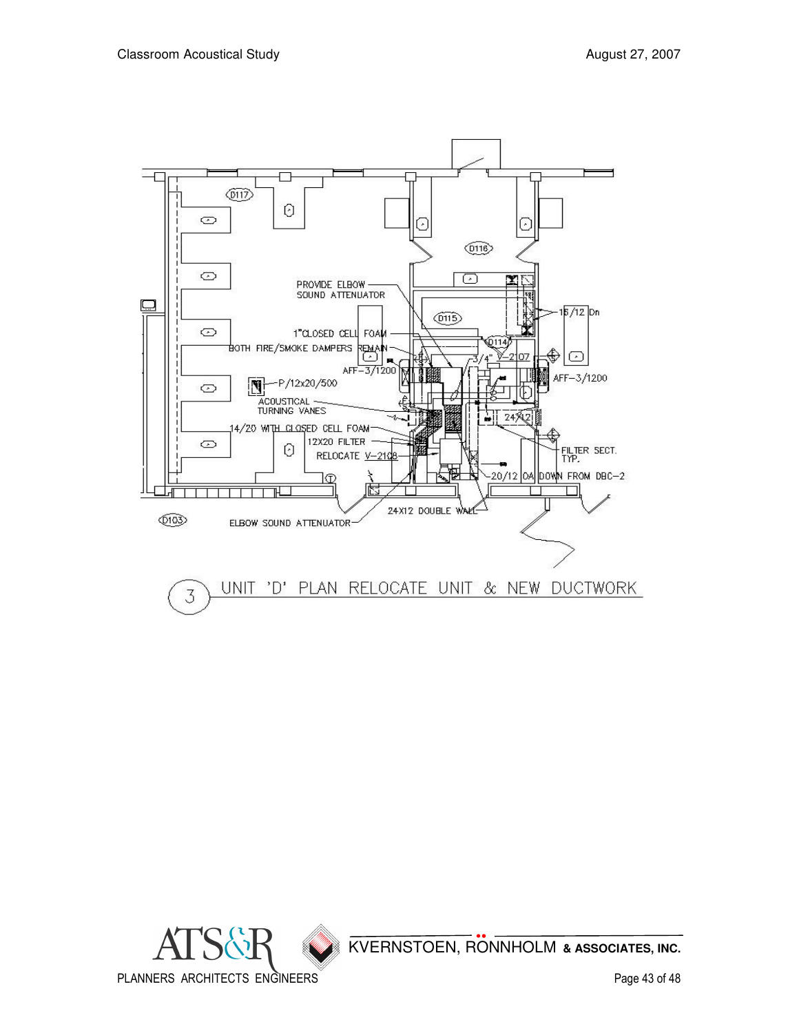PROVIDE ELBOW SOUND ATTENUATOR

1"CLOSED CELL FOAM

BOTH FIRE/SMOKE DAMPERS REMAIN

AFF–3/1200

P/12x20/500

ACOUSTICAL TURNING VANES

14/20 WITH CLOSED CELL FOAM

12X20 FILTER

RELOCATE V–2108

ELBOW SOUND ATTENUATOR

24X12 DOUBLE WALL

20/12 OA DOWN FROM DBC–2

FILTER SECT. TYP.

24/12

AFF–3/1200

3/4" V–2107

16/12 Dn

D117

D116

D115

D114

D103

3 UNIT 'D' PLAN RELOCATE UNIT & NEW DUCTWORK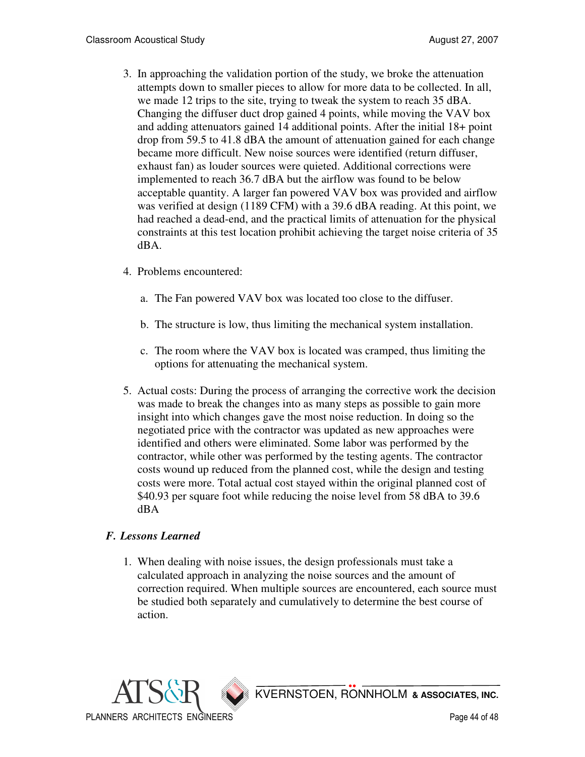3. In approaching the validation portion of the study, we broke the attenuation attempts down to smaller pieces to allow for more data to be collected. In all, we made 12 trips to the site, trying to tweak the system to reach 35 dBA. Changing the diffuser duct drop gained 4 points, while moving the VAV box and adding attenuators gained 14 additional points. After the initial 18+ point drop from 59.5 to 41.8 dBA the amount of attenuation gained for each change became more difficult. New noise sources were identified (return diffuser, exhaust fan) as louder sources were quieted. Additional corrections were implemented to reach 36.7 dBA but the airflow was found to be below acceptable quantity. A larger fan powered VAV box was provided and airflow was verified at design (1189 CFM) with a 39.6 dBA reading. At this point, we had reached a dead-end, and the practical limits of attenuation for the physical constraints at this test location prohibit achieving the target noise criteria of 35 dBA.

4. Problems encountered:

   a. The Fan powered VAV box was located too close to the diffuser.

   b. The structure is low, thus limiting the mechanical system installation.

   c. The room where the VAV box is located was cramped, thus limiting the options for attenuating the mechanical system.

5. Actual costs: During the process of arranging the corrective work the decision was made to break the changes into as many steps as possible to gain more insight into which changes gave the most noise reduction. In doing so the negotiated price with the contractor was updated as new approaches were identified and others were eliminated. Some labor was performed by the contractor, while other was performed by the testing agents. The contractor costs wound up reduced from the planned cost, while the design and testing costs were more. Total actual cost stayed within the original planned cost of $40.93 per square foot while reducing the noise level from 58 dBA to 39.6 dBA

### *F. Lessons Learned*

1. When dealing with noise issues, the design professionals must take a calculated approach in analyzing the noise sources and the amount of correction required. When multiple sources are encountered, each source must be studied both separately and cumulatively to determine the best course of action.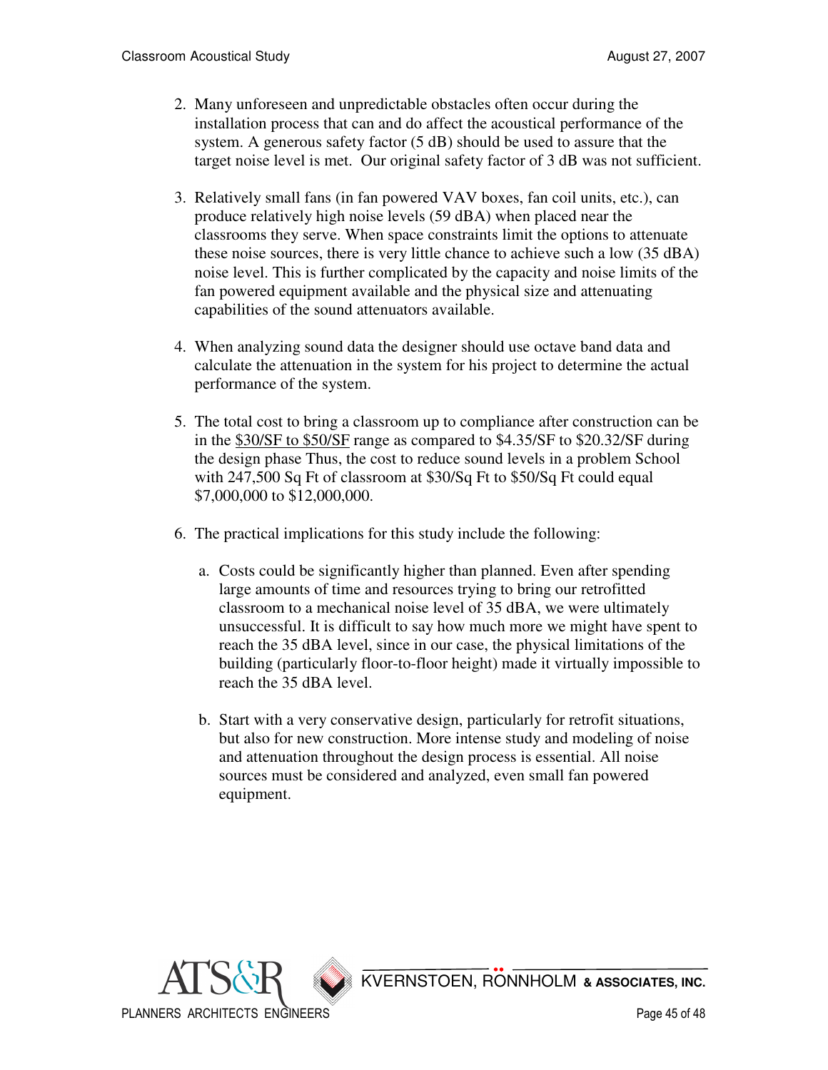2. Many unforeseen and unpredictable obstacles often occur during the installation process that can and do affect the acoustical performance of the system. A generous safety factor (5 dB) should be used to assure that the target noise level is met. Our original safety factor of 3 dB was not sufficient.

3. Relatively small fans (in fan powered VAV boxes, fan coil units, etc.), can produce relatively high noise levels (59 dBA) when placed near the classrooms they serve. When space constraints limit the options to attenuate these noise sources, there is very little chance to achieve such a low (35 dBA) noise level. This is further complicated by the capacity and noise limits of the fan powered equipment available and the physical size and attenuating capabilities of the sound attenuators available.

4. When analyzing sound data the designer should use octave band data and calculate the attenuation in the system for his project to determine the actual performance of the system.

5. The total cost to bring a classroom up to compliance after construction can be in the $30/SF to $50/SF range as compared to $4.35/SF to $20.32/SF during the design phase Thus, the cost to reduce sound levels in a problem School with 247,500 Sq Ft of classroom at $30/Sq Ft to $50/Sq Ft could equal $7,000,000 to $12,000,000.

6. The practical implications for this study include the following:

   a. Costs could be significantly higher than planned. Even after spending large amounts of time and resources trying to bring our retrofitted classroom to a mechanical noise level of 35 dBA, we were ultimately unsuccessful. It is difficult to say how much more we might have spent to reach the 35 dBA level, since in our case, the physical limitations of the building (particularly floor-to-floor height) made it virtually impossible to reach the 35 dBA level.

   b. Start with a very conservative design, particularly for retrofit situations, but also for new construction. More intense study and modeling of noise and attenuation throughout the design process is essential. All noise sources must be considered and analyzed, even small fan powered equipment.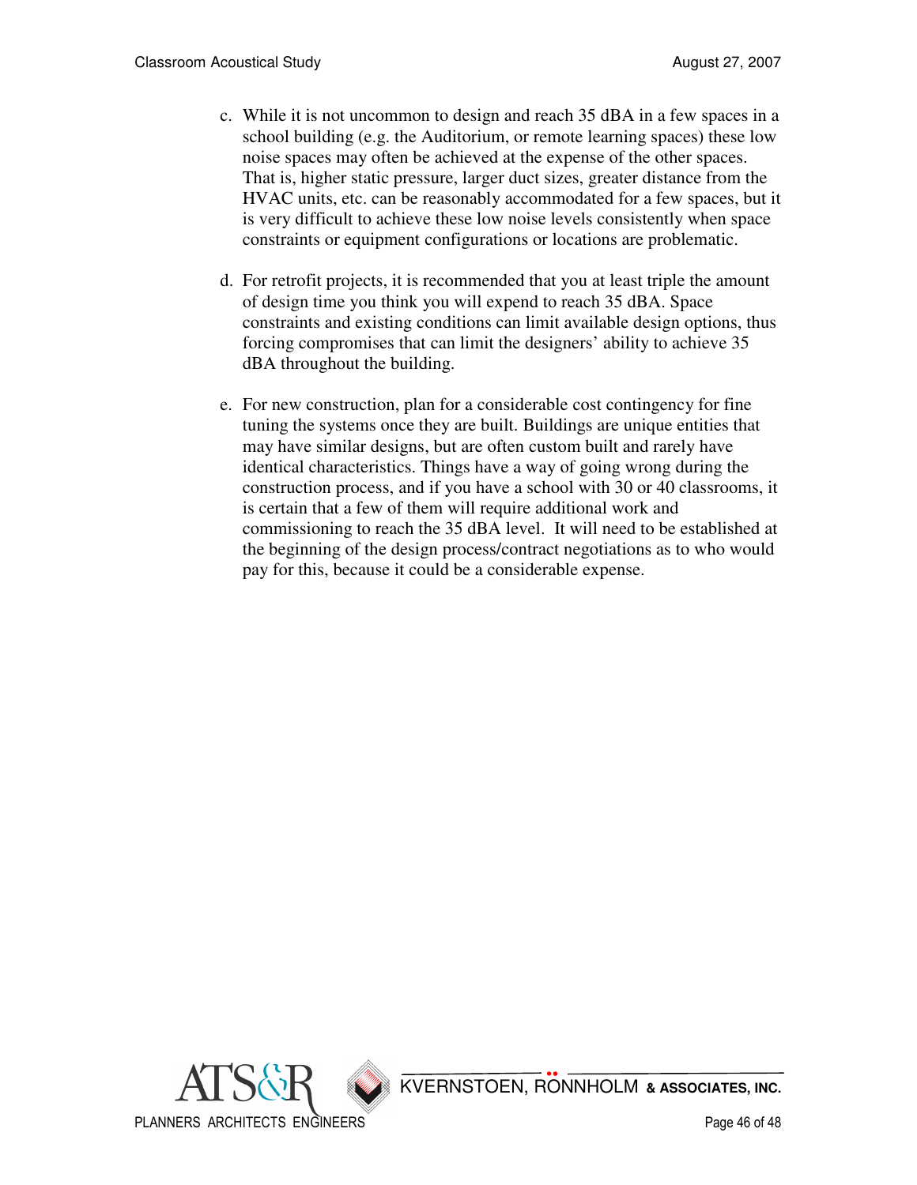c. While it is not uncommon to design and reach 35 dBA in a few spaces in a school building (e.g. the Auditorium, or remote learning spaces) these low noise spaces may often be achieved at the expense of the other spaces. That is, higher static pressure, larger duct sizes, greater distance from the HVAC units, etc. can be reasonably accommodated for a few spaces, but it is very difficult to achieve these low noise levels consistently when space constraints or equipment configurations or locations are problematic.

d. For retrofit projects, it is recommended that you at least triple the amount of design time you think you will expend to reach 35 dBA. Space constraints and existing conditions can limit available design options, thus forcing compromises that can limit the designers' ability to achieve 35 dBA throughout the building.

e. For new construction, plan for a considerable cost contingency for fine tuning the systems once they are built. Buildings are unique entities that may have similar designs, but are often custom built and rarely have identical characteristics. Things have a way of going wrong during the construction process, and if you have a school with 30 or 40 classrooms, it is certain that a few of them will require additional work and commissioning to reach the 35 dBA level. It will need to be established at the beginning of the design process/contract negotiations as to who would pay for this, because it could be a considerable expense.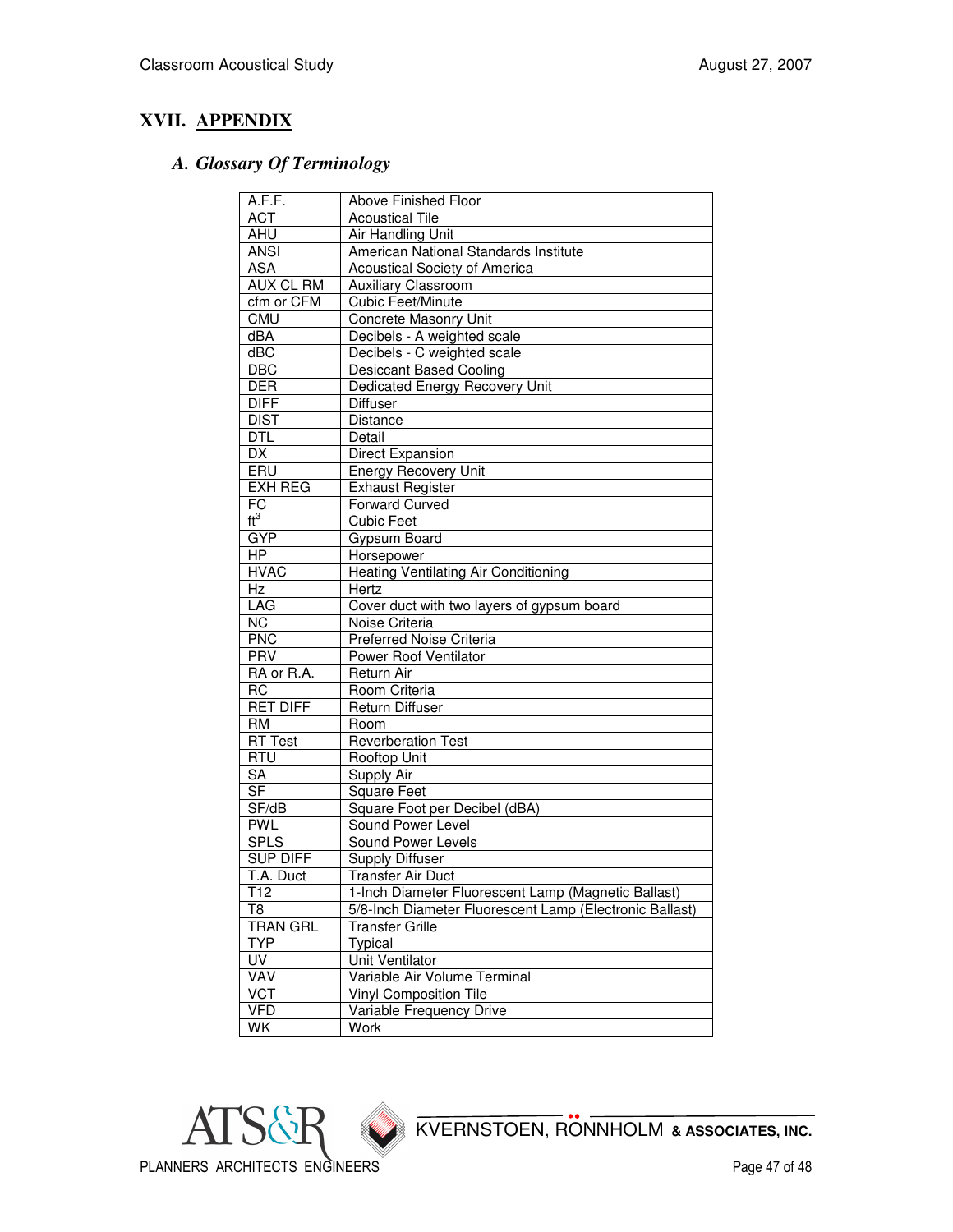# XVII. APPENDIX

## A. Glossary Of Terminology

| | |
|---|---|
| A.F.F. | Above Finished Floor |
| ACT | Acoustical Tile |
| AHU | Air Handling Unit |
| ANSI | American National Standards Institute |
| ASA | Acoustical Society of America |
| AUX CL RM | Auxiliary Classroom |
| cfm or CFM | Cubic Feet/Minute |
| CMU | Concrete Masonry Unit |
| dBA | Decibels - A weighted scale |
| dBC | Decibels - C weighted scale |
| DBC | Desiccant Based Cooling |
| DER | Dedicated Energy Recovery Unit |
| DIFF | Diffuser |
| DIST | Distance |
| DTL | Detail |
| DX | Direct Expansion |
| ERU | Energy Recovery Unit |
| EXH REG | Exhaust Register |
| FC | Forward Curved |
| $ft^3$ | Cubic Feet |
| GYP | Gypsum Board |
| HP | Horsepower |
| HVAC | Heating Ventilating Air Conditioning |
| Hz | Hertz |
| LAG | Cover duct with two layers of gypsum board |
| NC | Noise Criteria |
| PNC | Preferred Noise Criteria |
| PRV | Power Roof Ventilator |
| RA or R.A. | Return Air |
| RC | Room Criteria |
| RET DIFF | Return Diffuser |
| RM | Room |
| RT Test | Reverberation Test |
| RTU | Rooftop Unit |
| SA | Supply Air |
| SF | Square Feet |
| SF/dB | Square Foot per Decibel (dBA) |
| PWL | Sound Power Level |
| SPLS | Sound Power Levels |
| SUP DIFF | Supply Diffuser |
| T.A. Duct | Transfer Air Duct |
| T12 | 1-Inch Diameter Fluorescent Lamp (Magnetic Ballast) |
| T8 | 5/8-Inch Diameter Fluorescent Lamp (Electronic Ballast) |
| TRAN GRL | Transfer Grille |
| TYP | Typical |
| UV | Unit Ventilator |
| VAV | Variable Air Volume Terminal |
| VCT | Vinyl Composition Tile |
| VFD | Variable Frequency Drive |
| WK | Work |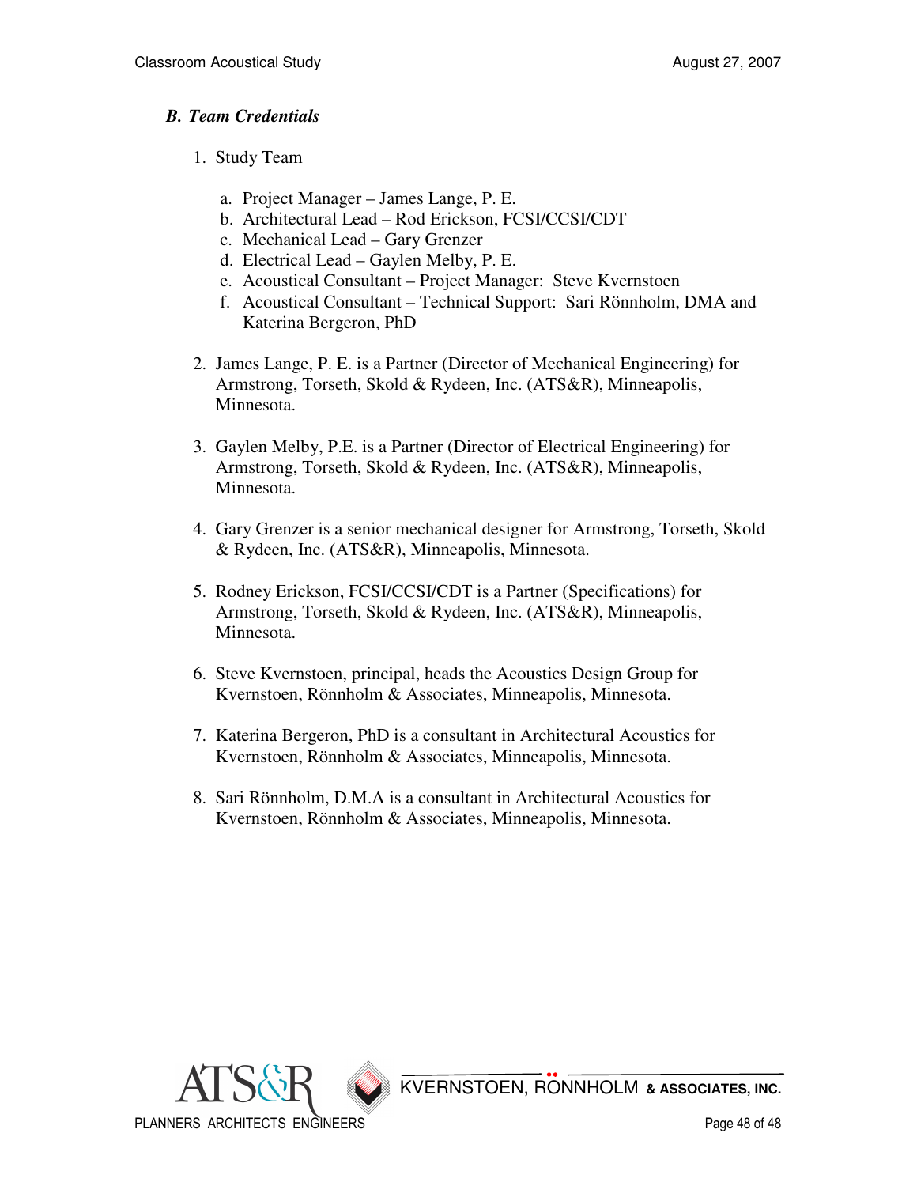### *B. Team Credentials*

1. Study Team

    a. Project Manager – James Lange, P. E.
    b. Architectural Lead – Rod Erickson, FCSI/CCSI/CDT
    c. Mechanical Lead – Gary Grenzer
    d. Electrical Lead – Gaylen Melby, P. E.
    e. Acoustical Consultant – Project Manager: Steve Kvernstoen
    f. Acoustical Consultant – Technical Support: Sari Rönnholm, DMA and Katerina Bergeron, PhD

2. James Lange, P. E. is a Partner (Director of Mechanical Engineering) for Armstrong, Torseth, Skold & Rydeen, Inc. (ATS&R), Minneapolis, Minnesota.

3. Gaylen Melby, P.E. is a Partner (Director of Electrical Engineering) for Armstrong, Torseth, Skold & Rydeen, Inc. (ATS&R), Minneapolis, Minnesota.

4. Gary Grenzer is a senior mechanical designer for Armstrong, Torseth, Skold & Rydeen, Inc. (ATS&R), Minneapolis, Minnesota.

5. Rodney Erickson, FCSI/CCSI/CDT is a Partner (Specifications) for Armstrong, Torseth, Skold & Rydeen, Inc. (ATS&R), Minneapolis, Minnesota.

6. Steve Kvernstoen, principal, heads the Acoustics Design Group for Kvernstoen, Rönnholm & Associates, Minneapolis, Minnesota.

7. Katerina Bergeron, PhD is a consultant in Architectural Acoustics for Kvernstoen, Rönnholm & Associates, Minneapolis, Minnesota.

8. Sari Rönnholm, D.M.A is a consultant in Architectural Acoustics for Kvernstoen, Rönnholm & Associates, Minneapolis, Minnesota.